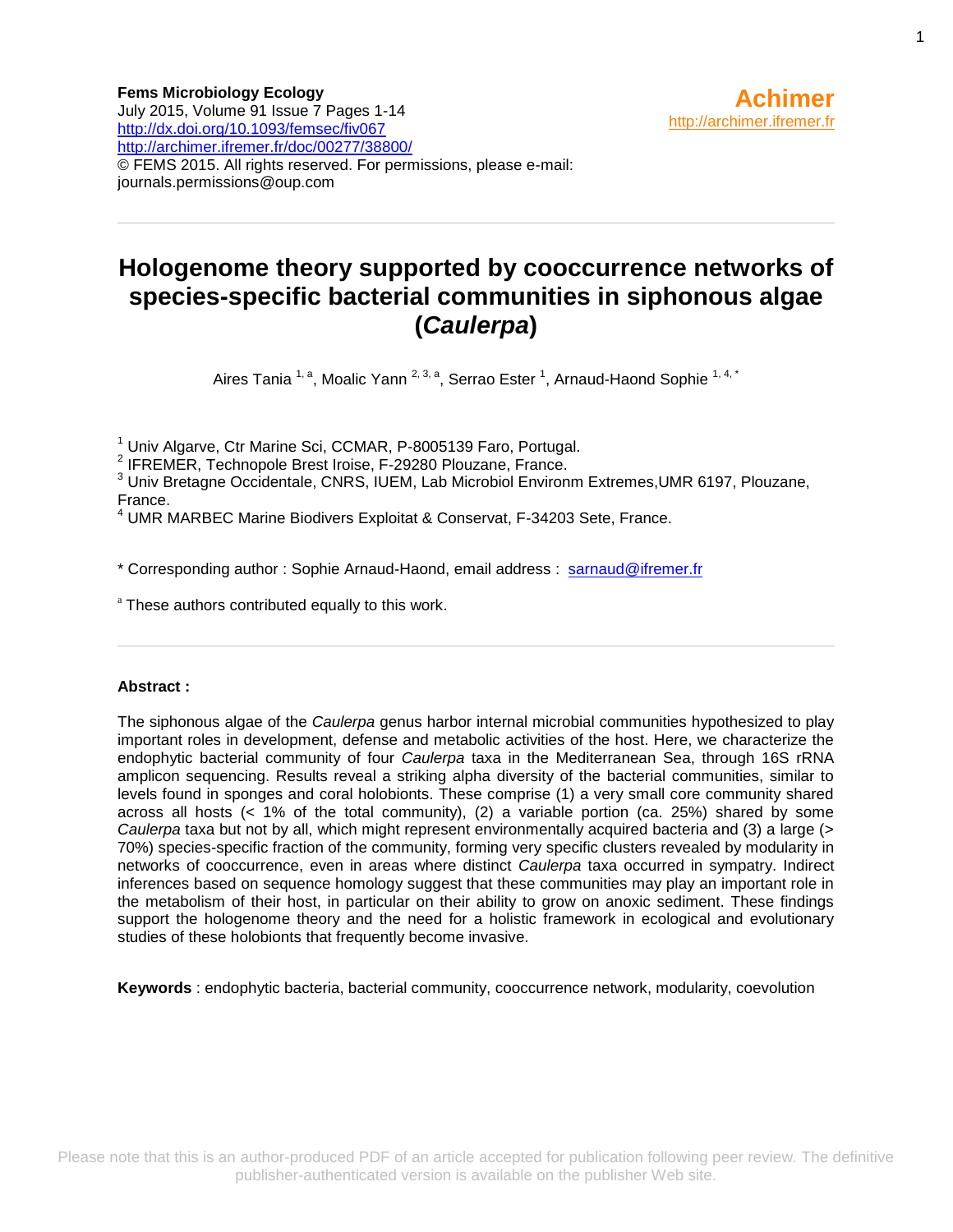**Fems Microbiology Ecology**
July 2015, Volume 91 Issue 7 Pages 1-14
http://dx.doi.org/10.1093/femsec/fiv067
http://archimer.ifremer.fr/doc/00277/38800/
© FEMS 2015. All rights reserved. For permissions, please e-mail: journals.permissions@oup.com

**Achimer**
http://archimer.ifremer.fr

# Hologenome theory supported by cooccurrence networks of species-specific bacterial communities in siphonous algae (*Caulerpa*)

Aires Tania [1, a], Moalic Yann [2, 3, a], Serrao Ester [1], Arnaud-Haond Sophie [1, 4, *]

[1] Univ Algarve, Ctr Marine Sci, CCMAR, P-8005139 Faro, Portugal.
[2] IFREMER, Technopole Brest Iroise, F-29280 Plouzane, France.
[3] Univ Bretagne Occidentale, CNRS, IUEM, Lab Microbiol Environm Extremes,UMR 6197, Plouzane, France.
[4] UMR MARBEC Marine Biodivers Exploitat & Conservat, F-34203 Sete, France.

\* Corresponding author : Sophie Arnaud-Haond, email address : sarnaud@ifremer.fr

[a] These authors contributed equally to this work.

**Abstract :**

The siphonous algae of the *Caulerpa* genus harbor internal microbial communities hypothesized to play important roles in development, defense and metabolic activities of the host. Here, we characterize the endophytic bacterial community of four *Caulerpa* taxa in the Mediterranean Sea, through 16S rRNA amplicon sequencing. Results reveal a striking alpha diversity of the bacterial communities, similar to levels found in sponges and coral holobionts. These comprise (1) a very small core community shared across all hosts (< 1% of the total community), (2) a variable portion (ca. 25%) shared by some *Caulerpa* taxa but not by all, which might represent environmentally acquired bacteria and (3) a large (> 70%) species-specific fraction of the community, forming very specific clusters revealed by modularity in networks of cooccurrence, even in areas where distinct *Caulerpa* taxa occurred in sympatry. Indirect inferences based on sequence homology suggest that these communities may play an important role in the metabolism of their host, in particular on their ability to grow on anoxic sediment. These findings support the hologenome theory and the need for a holistic framework in ecological and evolutionary studies of these holobionts that frequently become invasive.

**Keywords** : endophytic bacteria, bacterial community, cooccurrence network, modularity, coevolution

Please note that this is an author-produced PDF of an article accepted for publication following peer review. The definitive publisher-authenticated version is available on the publisher Web site.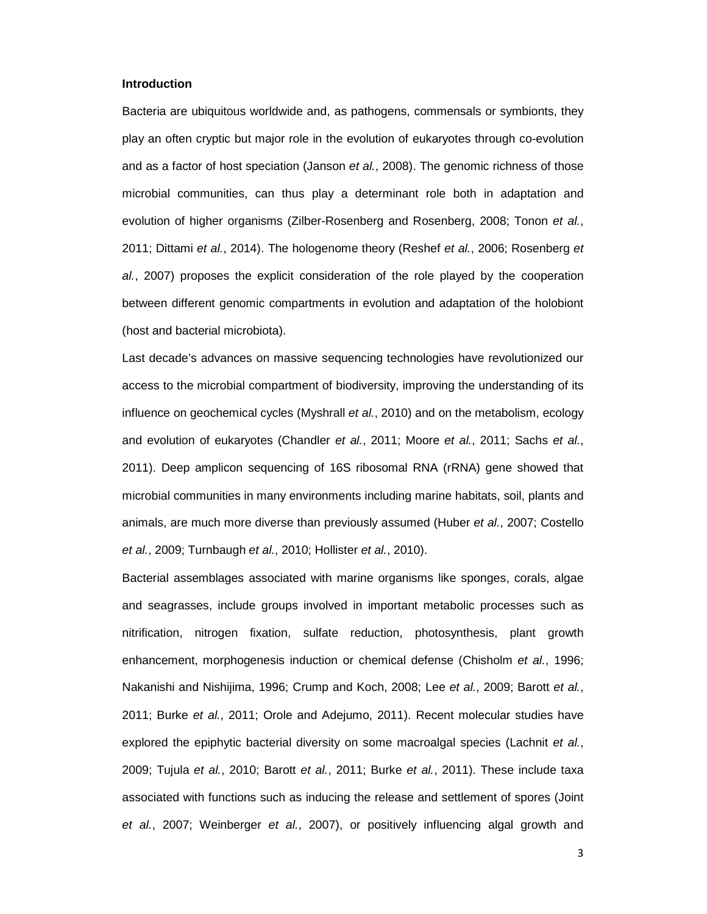## Introduction

Bacteria are ubiquitous worldwide and, as pathogens, commensals or symbionts, they play an often cryptic but major role in the evolution of eukaryotes through co-evolution and as a factor of host speciation (Janson *et al.*, 2008). The genomic richness of those microbial communities, can thus play a determinant role both in adaptation and evolution of higher organisms (Zilber-Rosenberg and Rosenberg, 2008; Tonon *et al.*, 2011; Dittami *et al.*, 2014). The hologenome theory (Reshef *et al.*, 2006; Rosenberg *et al.*, 2007) proposes the explicit consideration of the role played by the cooperation between different genomic compartments in evolution and adaptation of the holobiont (host and bacterial microbiota).

Last decade's advances on massive sequencing technologies have revolutionized our access to the microbial compartment of biodiversity, improving the understanding of its influence on geochemical cycles (Myshrall *et al.*, 2010) and on the metabolism, ecology and evolution of eukaryotes (Chandler *et al.*, 2011; Moore *et al.*, 2011; Sachs *et al.*, 2011). Deep amplicon sequencing of 16S ribosomal RNA (rRNA) gene showed that microbial communities in many environments including marine habitats, soil, plants and animals, are much more diverse than previously assumed (Huber *et al.*, 2007; Costello *et al.*, 2009; Turnbaugh *et al.*, 2010; Hollister *et al.*, 2010).

Bacterial assemblages associated with marine organisms like sponges, corals, algae and seagrasses, include groups involved in important metabolic processes such as nitrification, nitrogen fixation, sulfate reduction, photosynthesis, plant growth enhancement, morphogenesis induction or chemical defense (Chisholm *et al.*, 1996; Nakanishi and Nishijima, 1996; Crump and Koch, 2008; Lee *et al.*, 2009; Barott *et al.*, 2011; Burke *et al.*, 2011; Orole and Adejumo, 2011). Recent molecular studies have explored the epiphytic bacterial diversity on some macroalgal species (Lachnit *et al.*, 2009; Tujula *et al.*, 2010; Barott *et al.*, 2011; Burke *et al.*, 2011). These include taxa associated with functions such as inducing the release and settlement of spores (Joint *et al.*, 2007; Weinberger *et al.*, 2007), or positively influencing algal growth and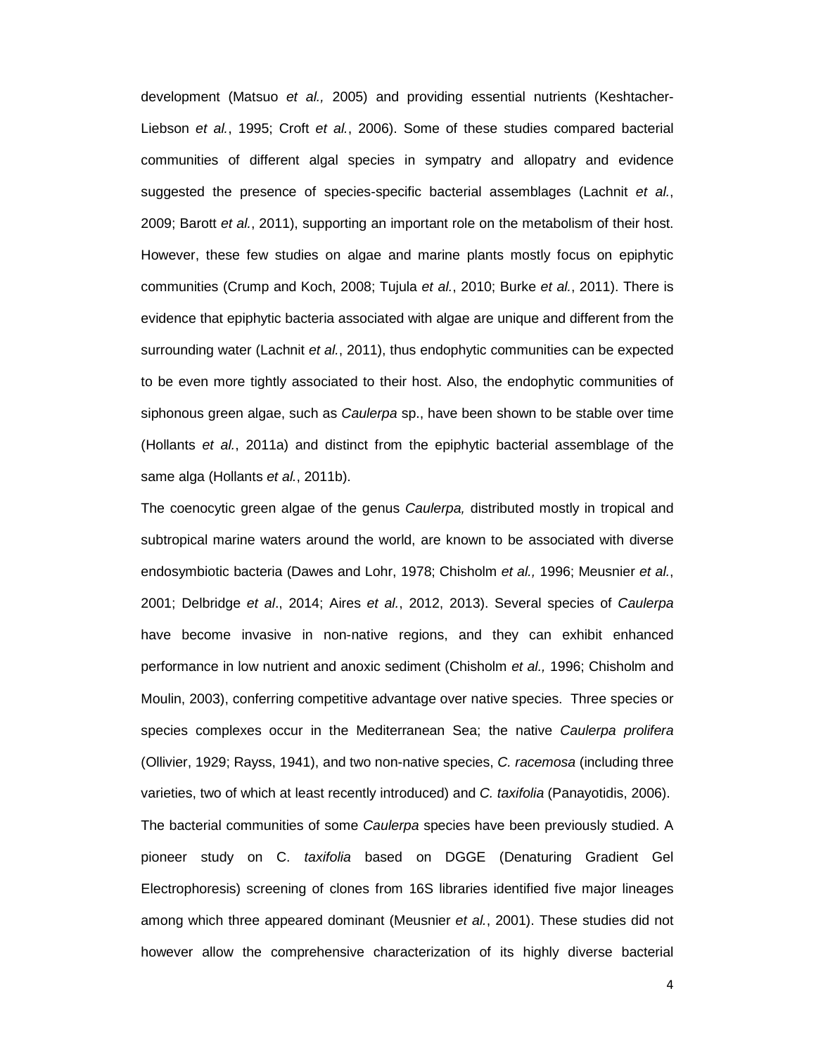development (Matsuo *et al.,* 2005) and providing essential nutrients (Keshtacher-Liebson *et al.*, 1995; Croft *et al.*, 2006). Some of these studies compared bacterial communities of different algal species in sympatry and allopatry and evidence suggested the presence of species-specific bacterial assemblages (Lachnit *et al.*, 2009; Barott *et al.*, 2011), supporting an important role on the metabolism of their host. However, these few studies on algae and marine plants mostly focus on epiphytic communities (Crump and Koch, 2008; Tujula *et al.*, 2010; Burke *et al.*, 2011). There is evidence that epiphytic bacteria associated with algae are unique and different from the surrounding water (Lachnit *et al.*, 2011), thus endophytic communities can be expected to be even more tightly associated to their host. Also, the endophytic communities of siphonous green algae, such as *Caulerpa* sp., have been shown to be stable over time (Hollants *et al.*, 2011a) and distinct from the epiphytic bacterial assemblage of the same alga (Hollants *et al.*, 2011b).

The coenocytic green algae of the genus *Caulerpa,* distributed mostly in tropical and subtropical marine waters around the world, are known to be associated with diverse endosymbiotic bacteria (Dawes and Lohr, 1978; Chisholm *et al.,* 1996; Meusnier *et al.*, 2001; Delbridge *et al*., 2014; Aires *et al.*, 2012, 2013). Several species of *Caulerpa* have become invasive in non-native regions, and they can exhibit enhanced performance in low nutrient and anoxic sediment (Chisholm *et al.,* 1996; Chisholm and Moulin, 2003), conferring competitive advantage over native species. Three species or species complexes occur in the Mediterranean Sea; the native *Caulerpa prolifera* (Ollivier, 1929; Rayss, 1941), and two non-native species, *C. racemosa* (including three varieties, two of which at least recently introduced) and *C. taxifolia* (Panayotidis, 2006).

The bacterial communities of some *Caulerpa* species have been previously studied. A pioneer study on C. *taxifolia* based on DGGE (Denaturing Gradient Gel Electrophoresis) screening of clones from 16S libraries identified five major lineages among which three appeared dominant (Meusnier *et al.*, 2001). These studies did not however allow the comprehensive characterization of its highly diverse bacterial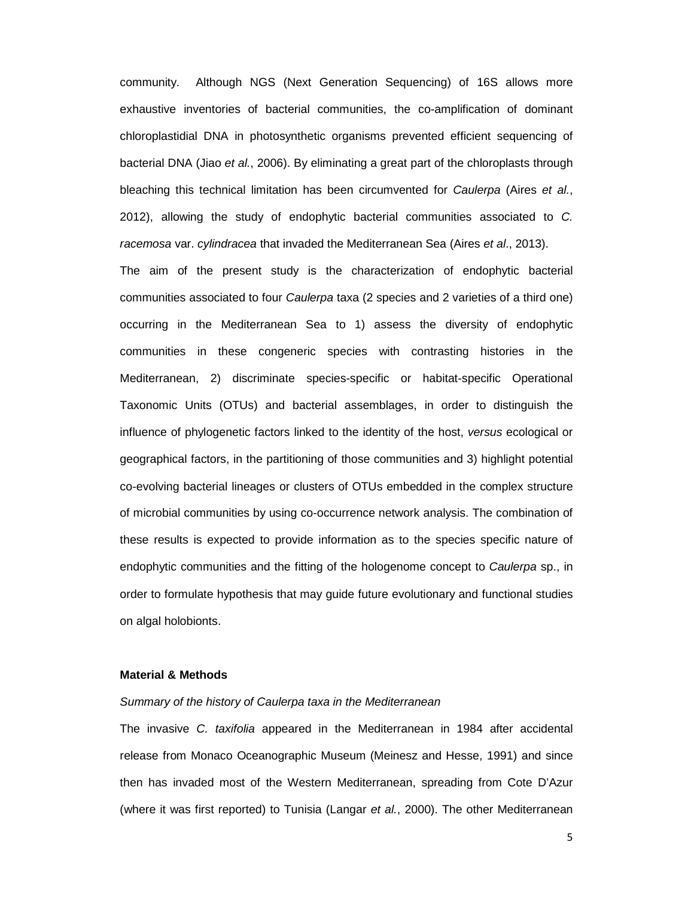community. Although NGS (Next Generation Sequencing) of 16S allows more exhaustive inventories of bacterial communities, the co-amplification of dominant chloroplastidial DNA in photosynthetic organisms prevented efficient sequencing of bacterial DNA (Jiao *et al.*, 2006). By eliminating a great part of the chloroplasts through bleaching this technical limitation has been circumvented for *Caulerpa* (Aires *et al.*, 2012), allowing the study of endophytic bacterial communities associated to *C. racemosa* var. *cylindracea* that invaded the Mediterranean Sea (Aires *et al*., 2013).

The aim of the present study is the characterization of endophytic bacterial communities associated to four *Caulerpa* taxa (2 species and 2 varieties of a third one) occurring in the Mediterranean Sea to 1) assess the diversity of endophytic communities in these congeneric species with contrasting histories in the Mediterranean, 2) discriminate species-specific or habitat-specific Operational Taxonomic Units (OTUs) and bacterial assemblages, in order to distinguish the influence of phylogenetic factors linked to the identity of the host, *versus* ecological or geographical factors, in the partitioning of those communities and 3) highlight potential co-evolving bacterial lineages or clusters of OTUs embedded in the complex structure of microbial communities by using co-occurrence network analysis. The combination of these results is expected to provide information as to the species specific nature of endophytic communities and the fitting of the hologenome concept to *Caulerpa* sp., in order to formulate hypothesis that may guide future evolutionary and functional studies on algal holobionts.

## Material & Methods

### *Summary of the history of Caulerpa taxa in the Mediterranean*

The invasive *C. taxifolia* appeared in the Mediterranean in 1984 after accidental release from Monaco Oceanographic Museum (Meinesz and Hesse, 1991) and since then has invaded most of the Western Mediterranean, spreading from Cote D'Azur (where it was first reported) to Tunisia (Langar *et al.*, 2000). The other Mediterranean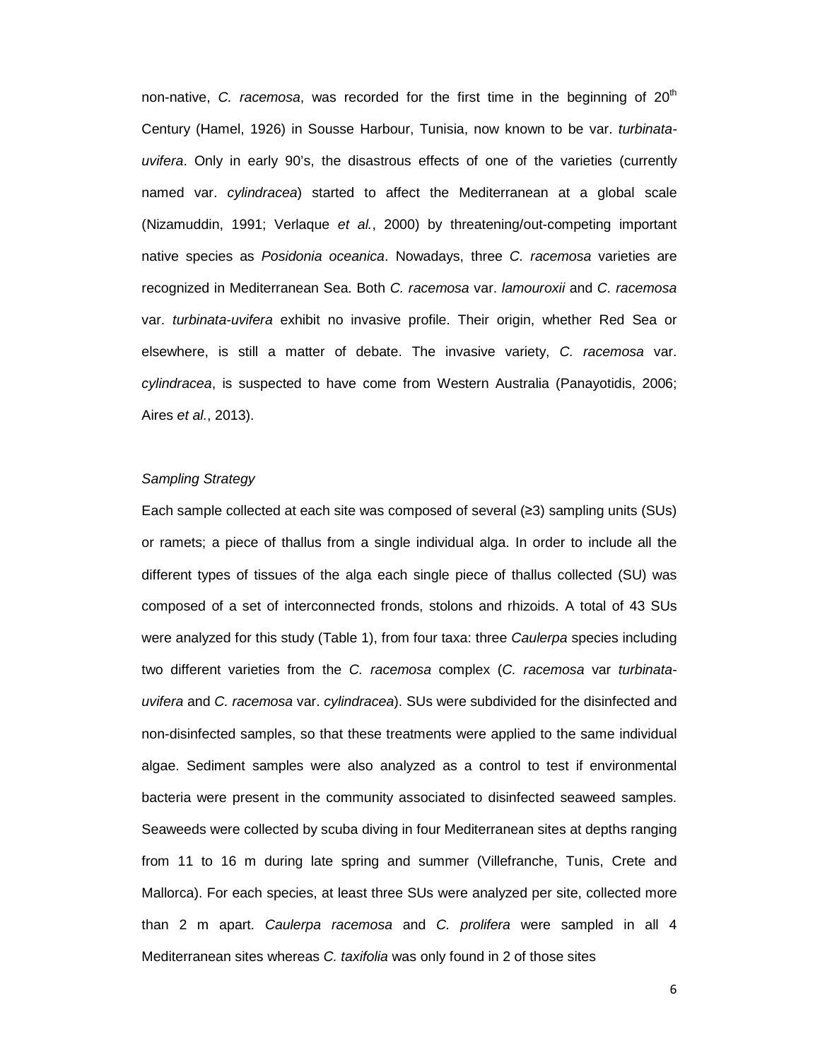non-native, *C. racemosa*, was recorded for the first time in the beginning of 20th Century (Hamel, 1926) in Sousse Harbour, Tunisia, now known to be var. *turbinata-uvifera*. Only in early 90's, the disastrous effects of one of the varieties (currently named var. *cylindracea*) started to affect the Mediterranean at a global scale (Nizamuddin, 1991; Verlaque *et al.*, 2000) by threatening/out-competing important native species as *Posidonia oceanica*. Nowadays, three *C. racemosa* varieties are recognized in Mediterranean Sea. Both *C. racemosa* var. *lamouroxii* and *C. racemosa* var. *turbinata-uvifera* exhibit no invasive profile. Their origin, whether Red Sea or elsewhere, is still a matter of debate. The invasive variety, *C. racemosa* var. *cylindracea*, is suspected to have come from Western Australia (Panayotidis, 2006; Aires *et al.*, 2013).

*Sampling Strategy*

Each sample collected at each site was composed of several (≥3) sampling units (SUs) or ramets; a piece of thallus from a single individual alga. In order to include all the different types of tissues of the alga each single piece of thallus collected (SU) was composed of a set of interconnected fronds, stolons and rhizoids. A total of 43 SUs were analyzed for this study (Table 1), from four taxa: three *Caulerpa* species including two different varieties from the *C. racemosa* complex (*C. racemosa* var *turbinata-uvifera* and *C. racemosa* var. *cylindracea*). SUs were subdivided for the disinfected and non-disinfected samples, so that these treatments were applied to the same individual algae. Sediment samples were also analyzed as a control to test if environmental bacteria were present in the community associated to disinfected seaweed samples. Seaweeds were collected by scuba diving in four Mediterranean sites at depths ranging from 11 to 16 m during late spring and summer (Villefranche, Tunis, Crete and Mallorca). For each species, at least three SUs were analyzed per site, collected more than 2 m apart. *Caulerpa racemosa* and *C. prolifera* were sampled in all 4 Mediterranean sites whereas *C. taxifolia* was only found in 2 of those sites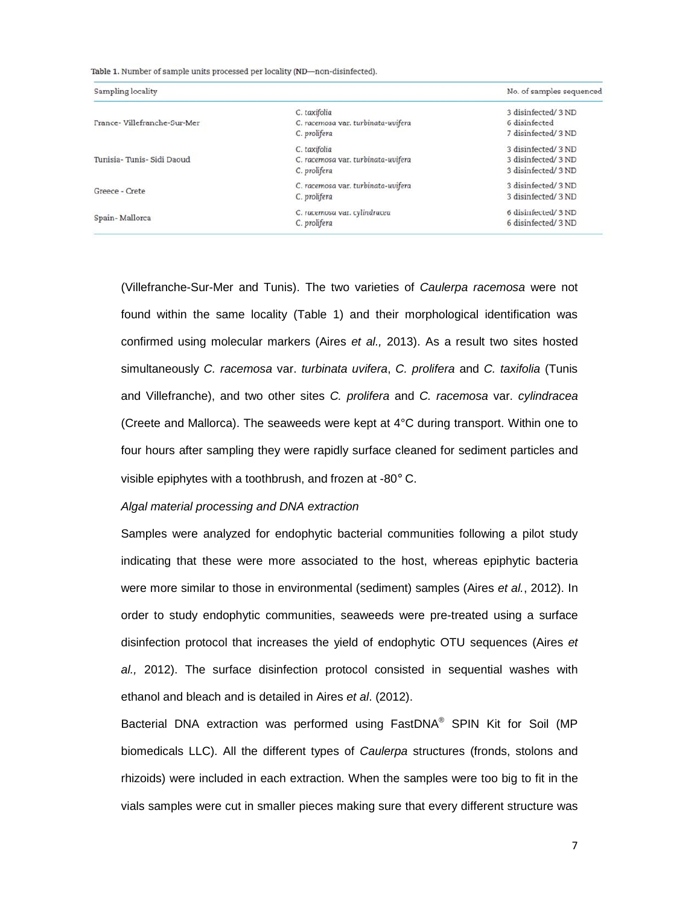**Table 1.** Number of sample units processed per locality (ND—non-disinfected).

| Sampling locality | | No. of samples sequenced |
|---|---|---|
| France- Villefranche-Sur-Mer | *C. taxifolia* | 3 disinfected/ 3 ND |
| | *C. racemosa* var. *turbinata-uvifera* | 6 disinfected |
| | *C. prolifera* | 7 disinfected/ 3 ND |
| Tunisia- Tunis- Sidi Daoud | *C. taxifolia* | 3 disinfected/ 3 ND |
| | *C. racemosa* var. *turbinata-uvifera* | 3 disinfected/ 3 ND |
| | *C. prolifera* | 3 disinfected/ 3 ND |
| Greece - Crete | *C. racemosa* var. *turbinata-uvifera* | 3 disinfected/ 3 ND |
| | *C. prolifera* | 3 disinfected/ 3 ND |
| Spain- Mallorca | *C. racemosa* var. *cylindracea* | 6 disinfected/ 3 ND |
| | *C. prolifera* | 6 disinfected/ 3 ND |

(Villefranche-Sur-Mer and Tunis). The two varieties of *Caulerpa racemosa* were not found within the same locality (Table 1) and their morphological identification was confirmed using molecular markers (Aires *et al.,* 2013). As a result two sites hosted simultaneously *C. racemosa* var. *turbinata uvifera*, *C. prolifera* and *C. taxifolia* (Tunis and Villefranche), and two other sites *C. prolifera* and *C. racemosa* var. *cylindracea* (Creete and Mallorca). The seaweeds were kept at 4°C during transport. Within one to four hours after sampling they were rapidly surface cleaned for sediment particles and visible epiphytes with a toothbrush, and frozen at -80° C.

*Algal material processing and DNA extraction*

Samples were analyzed for endophytic bacterial communities following a pilot study indicating that these were more associated to the host, whereas epiphytic bacteria were more similar to those in environmental (sediment) samples (Aires *et al.*, 2012). In order to study endophytic communities, seaweeds were pre-treated using a surface disinfection protocol that increases the yield of endophytic OTU sequences (Aires *et al.,* 2012). The surface disinfection protocol consisted in sequential washes with ethanol and bleach and is detailed in Aires *et al*. (2012).

Bacterial DNA extraction was performed using FastDNA® SPIN Kit for Soil (MP biomedicals LLC). All the different types of *Caulerpa* structures (fronds, stolons and rhizoids) were included in each extraction. When the samples were too big to fit in the vials samples were cut in smaller pieces making sure that every different structure was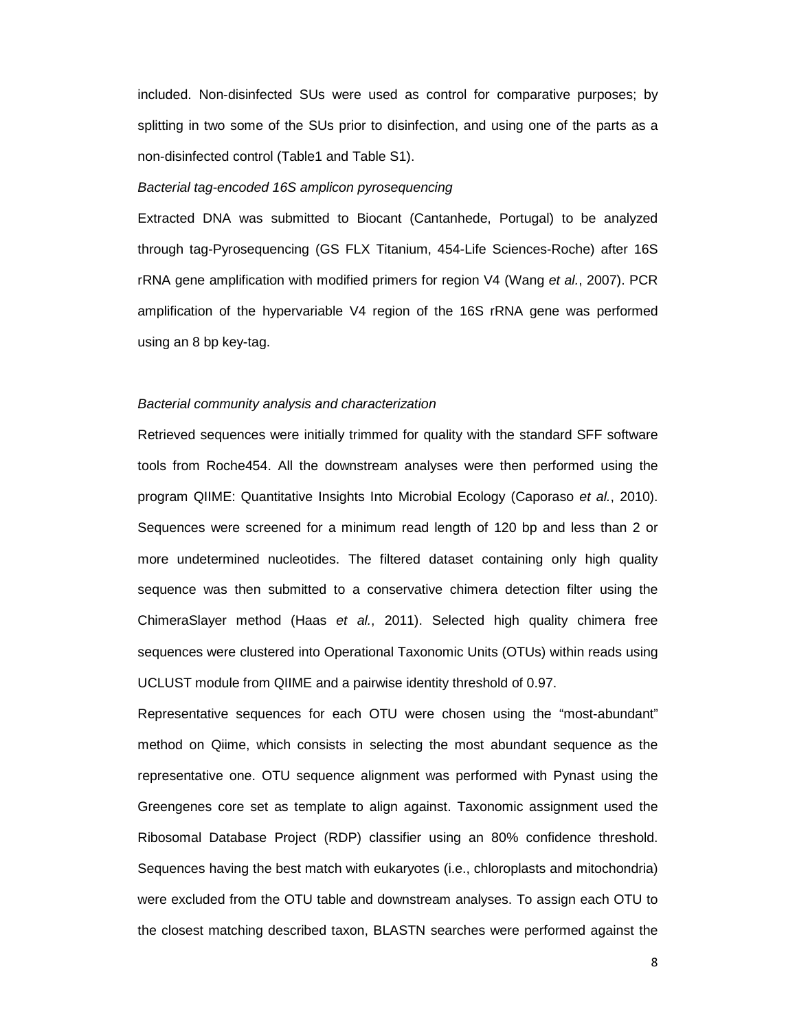included. Non-disinfected SUs were used as control for comparative purposes; by splitting in two some of the SUs prior to disinfection, and using one of the parts as a non-disinfected control (Table1 and Table S1).

*Bacterial tag-encoded 16S amplicon pyrosequencing*

Extracted DNA was submitted to Biocant (Cantanhede, Portugal) to be analyzed through tag-Pyrosequencing (GS FLX Titanium, 454-Life Sciences-Roche) after 16S rRNA gene amplification with modified primers for region V4 (Wang *et al.*, 2007). PCR amplification of the hypervariable V4 region of the 16S rRNA gene was performed using an 8 bp key-tag.

*Bacterial community analysis and characterization*

Retrieved sequences were initially trimmed for quality with the standard SFF software tools from Roche454. All the downstream analyses were then performed using the program QIIME: Quantitative Insights Into Microbial Ecology (Caporaso *et al.*, 2010). Sequences were screened for a minimum read length of 120 bp and less than 2 or more undetermined nucleotides. The filtered dataset containing only high quality sequence was then submitted to a conservative chimera detection filter using the ChimeraSlayer method (Haas *et al.*, 2011). Selected high quality chimera free sequences were clustered into Operational Taxonomic Units (OTUs) within reads using UCLUST module from QIIME and a pairwise identity threshold of 0.97.

Representative sequences for each OTU were chosen using the "most-abundant" method on Qiime, which consists in selecting the most abundant sequence as the representative one. OTU sequence alignment was performed with Pynast using the Greengenes core set as template to align against. Taxonomic assignment used the Ribosomal Database Project (RDP) classifier using an 80% confidence threshold. Sequences having the best match with eukaryotes (i.e., chloroplasts and mitochondria) were excluded from the OTU table and downstream analyses. To assign each OTU to the closest matching described taxon, BLASTN searches were performed against the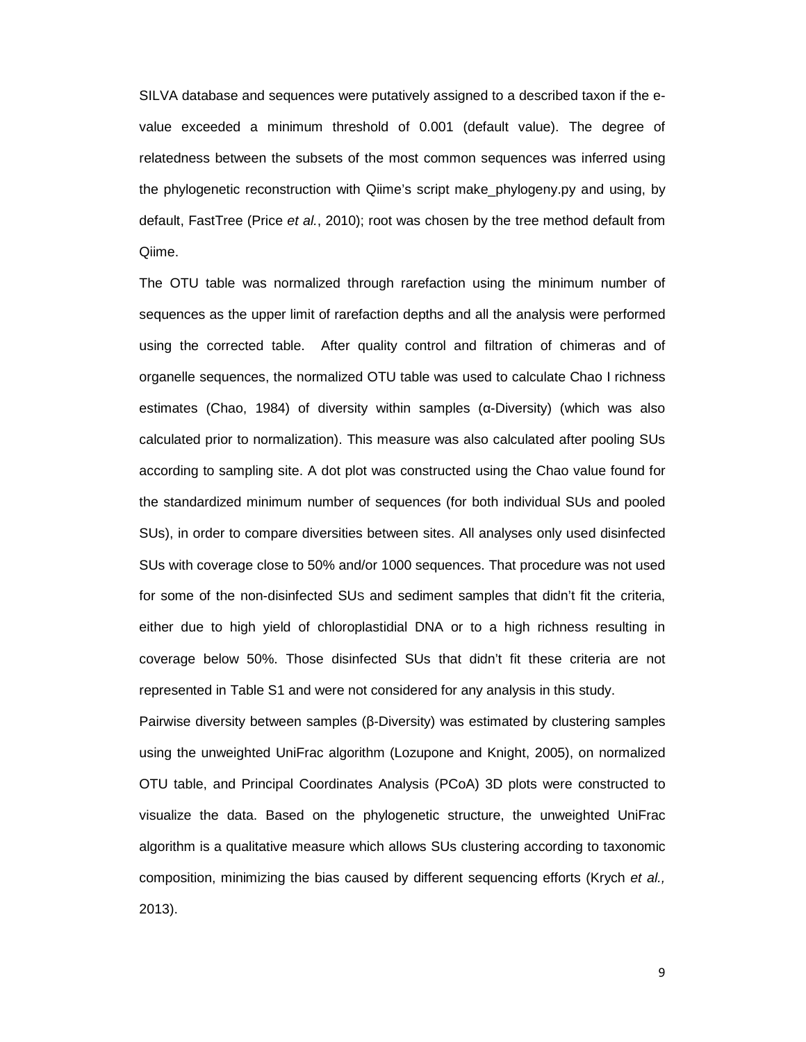SILVA database and sequences were putatively assigned to a described taxon if the e-value exceeded a minimum threshold of 0.001 (default value). The degree of relatedness between the subsets of the most common sequences was inferred using the phylogenetic reconstruction with Qiime's script make_phylogeny.py and using, by default, FastTree (Price *et al.*, 2010); root was chosen by the tree method default from Qiime.

The OTU table was normalized through rarefaction using the minimum number of sequences as the upper limit of rarefaction depths and all the analysis were performed using the corrected table. After quality control and filtration of chimeras and of organelle sequences, the normalized OTU table was used to calculate Chao I richness estimates (Chao, 1984) of diversity within samples (α-Diversity) (which was also calculated prior to normalization). This measure was also calculated after pooling SUs according to sampling site. A dot plot was constructed using the Chao value found for the standardized minimum number of sequences (for both individual SUs and pooled SUs), in order to compare diversities between sites. All analyses only used disinfected SUs with coverage close to 50% and/or 1000 sequences. That procedure was not used for some of the non-disinfected SUs and sediment samples that didn't fit the criteria, either due to high yield of chloroplastidial DNA or to a high richness resulting in coverage below 50%. Those disinfected SUs that didn't fit these criteria are not represented in Table S1 and were not considered for any analysis in this study.

Pairwise diversity between samples (β-Diversity) was estimated by clustering samples using the unweighted UniFrac algorithm (Lozupone and Knight, 2005), on normalized OTU table, and Principal Coordinates Analysis (PCoA) 3D plots were constructed to visualize the data. Based on the phylogenetic structure, the unweighted UniFrac algorithm is a qualitative measure which allows SUs clustering according to taxonomic composition, minimizing the bias caused by different sequencing efforts (Krych *et al.,* 2013).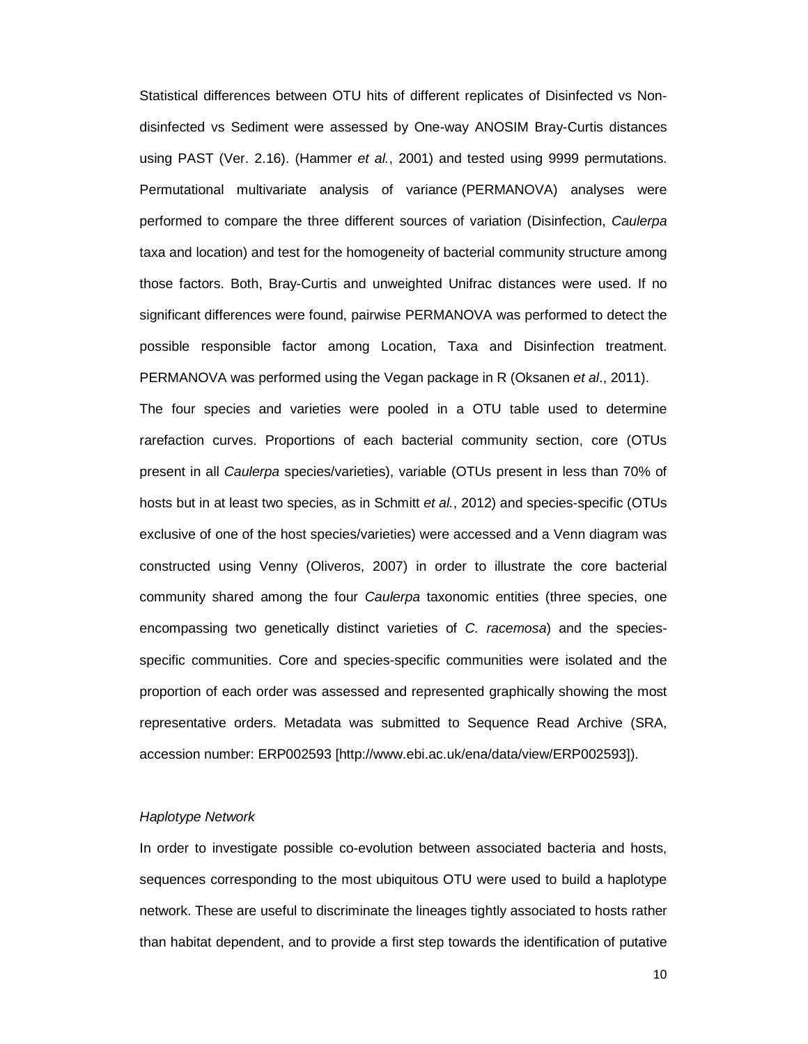Statistical differences between OTU hits of different replicates of Disinfected vs Non-disinfected vs Sediment were assessed by One-way ANOSIM Bray-Curtis distances using PAST (Ver. 2.16). (Hammer *et al.*, 2001) and tested using 9999 permutations. Permutational multivariate analysis of variance (PERMANOVA) analyses were performed to compare the three different sources of variation (Disinfection, *Caulerpa* taxa and location) and test for the homogeneity of bacterial community structure among those factors. Both, Bray-Curtis and unweighted Unifrac distances were used. If no significant differences were found, pairwise PERMANOVA was performed to detect the possible responsible factor among Location, Taxa and Disinfection treatment. PERMANOVA was performed using the Vegan package in R (Oksanen *et al*., 2011).

The four species and varieties were pooled in a OTU table used to determine rarefaction curves. Proportions of each bacterial community section, core (OTUs present in all *Caulerpa* species/varieties), variable (OTUs present in less than 70% of hosts but in at least two species, as in Schmitt *et al.*, 2012) and species-specific (OTUs exclusive of one of the host species/varieties) were accessed and a Venn diagram was constructed using Venny (Oliveros, 2007) in order to illustrate the core bacterial community shared among the four *Caulerpa* taxonomic entities (three species, one encompassing two genetically distinct varieties of *C. racemosa*) and the species-specific communities. Core and species-specific communities were isolated and the proportion of each order was assessed and represented graphically showing the most representative orders. Metadata was submitted to Sequence Read Archive (SRA, accession number: ERP002593 [http://www.ebi.ac.uk/ena/data/view/ERP002593]).

*Haplotype Network*

In order to investigate possible co-evolution between associated bacteria and hosts, sequences corresponding to the most ubiquitous OTU were used to build a haplotype network. These are useful to discriminate the lineages tightly associated to hosts rather than habitat dependent, and to provide a first step towards the identification of putative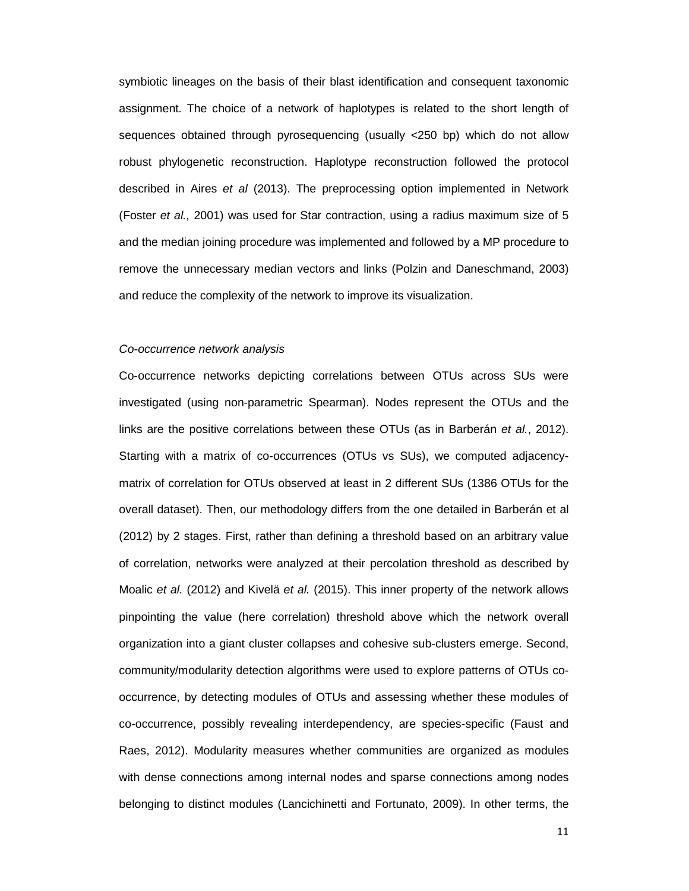symbiotic lineages on the basis of their blast identification and consequent taxonomic assignment. The choice of a network of haplotypes is related to the short length of sequences obtained through pyrosequencing (usually <250 bp) which do not allow robust phylogenetic reconstruction. Haplotype reconstruction followed the protocol described in Aires *et al* (2013). The preprocessing option implemented in Network (Foster *et al.,* 2001) was used for Star contraction, using a radius maximum size of 5 and the median joining procedure was implemented and followed by a MP procedure to remove the unnecessary median vectors and links (Polzin and Daneschmand, 2003) and reduce the complexity of the network to improve its visualization.

*Co-occurrence network analysis*

Co-occurrence networks depicting correlations between OTUs across SUs were investigated (using non-parametric Spearman). Nodes represent the OTUs and the links are the positive correlations between these OTUs (as in Barberán *et al.*, 2012). Starting with a matrix of co-occurrences (OTUs vs SUs), we computed adjacency-matrix of correlation for OTUs observed at least in 2 different SUs (1386 OTUs for the overall dataset). Then, our methodology differs from the one detailed in Barberán et al (2012) by 2 stages. First, rather than defining a threshold based on an arbitrary value of correlation, networks were analyzed at their percolation threshold as described by Moalic *et al.* (2012) and Kivelä *et al.* (2015). This inner property of the network allows pinpointing the value (here correlation) threshold above which the network overall organization into a giant cluster collapses and cohesive sub-clusters emerge. Second, community/modularity detection algorithms were used to explore patterns of OTUs co-occurrence, by detecting modules of OTUs and assessing whether these modules of co-occurrence, possibly revealing interdependency, are species-specific (Faust and Raes, 2012). Modularity measures whether communities are organized as modules with dense connections among internal nodes and sparse connections among nodes belonging to distinct modules (Lancichinetti and Fortunato, 2009). In other terms, the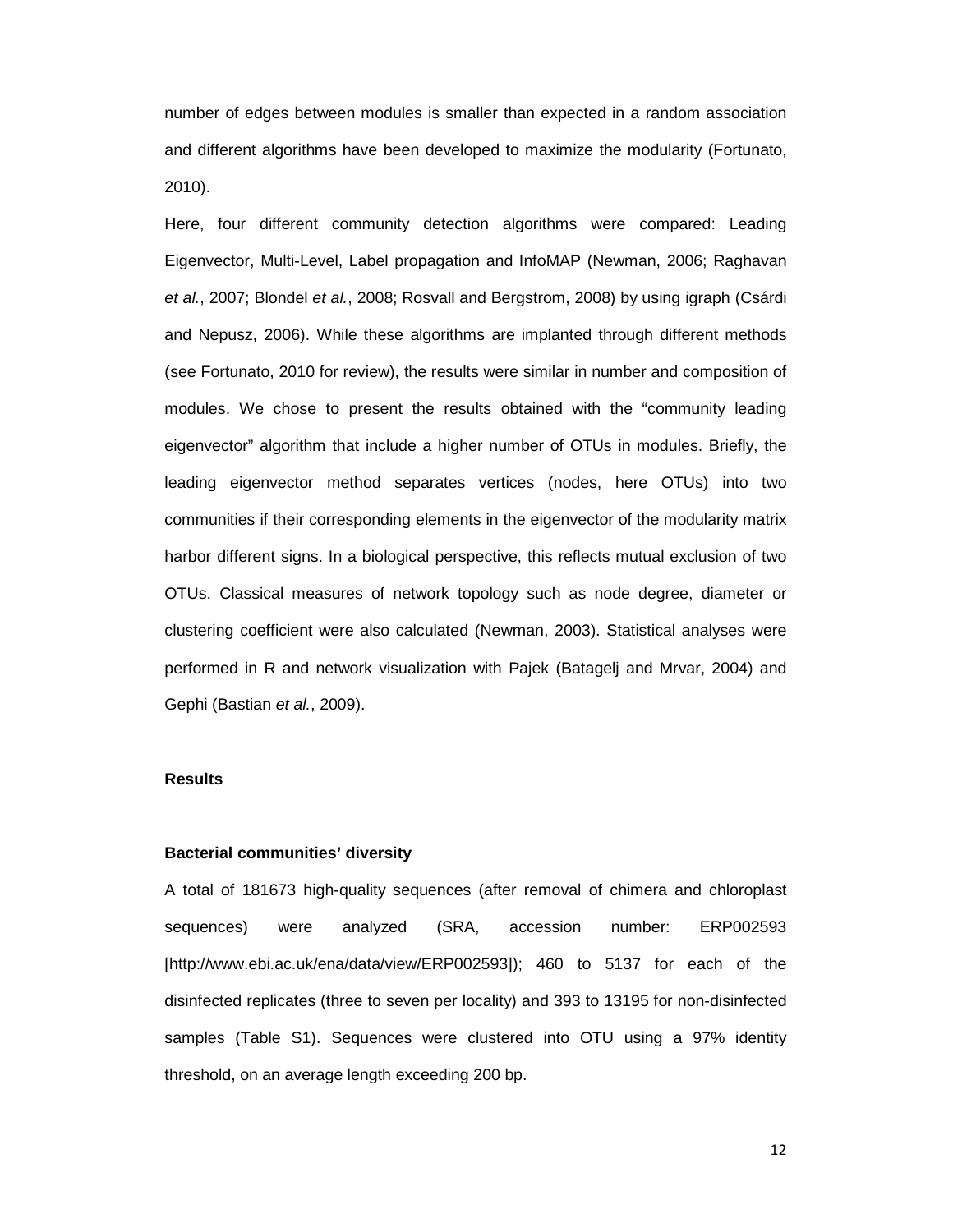number of edges between modules is smaller than expected in a random association and different algorithms have been developed to maximize the modularity (Fortunato, 2010).

Here, four different community detection algorithms were compared: Leading Eigenvector, Multi-Level, Label propagation and InfoMAP (Newman, 2006; Raghavan *et al.*, 2007; Blondel *et al.*, 2008; Rosvall and Bergstrom, 2008) by using igraph (Csárdi and Nepusz, 2006). While these algorithms are implanted through different methods (see Fortunato, 2010 for review), the results were similar in number and composition of modules. We chose to present the results obtained with the "community leading eigenvector" algorithm that include a higher number of OTUs in modules. Briefly, the leading eigenvector method separates vertices (nodes, here OTUs) into two communities if their corresponding elements in the eigenvector of the modularity matrix harbor different signs. In a biological perspective, this reflects mutual exclusion of two OTUs. Classical measures of network topology such as node degree, diameter or clustering coefficient were also calculated (Newman, 2003). Statistical analyses were performed in R and network visualization with Pajek (Batagelj and Mrvar, 2004) and Gephi (Bastian *et al.*, 2009).

## Results

### Bacterial communities' diversity

A total of 181673 high-quality sequences (after removal of chimera and chloroplast sequences) were analyzed (SRA, accession number: ERP002593 [http://www.ebi.ac.uk/ena/data/view/ERP002593]); 460 to 5137 for each of the disinfected replicates (three to seven per locality) and 393 to 13195 for non-disinfected samples (Table S1). Sequences were clustered into OTU using a 97% identity threshold, on an average length exceeding 200 bp.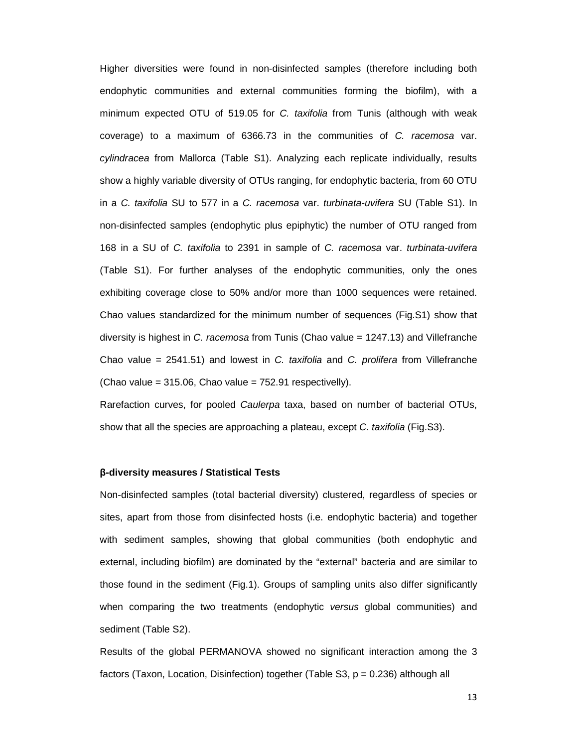Higher diversities were found in non-disinfected samples (therefore including both endophytic communities and external communities forming the biofilm), with a minimum expected OTU of 519.05 for *C. taxifolia* from Tunis (although with weak coverage) to a maximum of 6366.73 in the communities of *C. racemosa* var. *cylindracea* from Mallorca (Table S1). Analyzing each replicate individually, results show a highly variable diversity of OTUs ranging, for endophytic bacteria, from 60 OTU in a *C. taxifolia* SU to 577 in a *C. racemosa* var. *turbinata-uvifera* SU (Table S1). In non-disinfected samples (endophytic plus epiphytic) the number of OTU ranged from 168 in a SU of *C. taxifolia* to 2391 in sample of *C. racemosa* var. *turbinata-uvifera* (Table S1). For further analyses of the endophytic communities, only the ones exhibiting coverage close to 50% and/or more than 1000 sequences were retained. Chao values standardized for the minimum number of sequences (Fig.S1) show that diversity is highest in *C. racemosa* from Tunis (Chao value = 1247.13) and Villefranche Chao value = 2541.51) and lowest in *C. taxifolia* and *C. prolifera* from Villefranche (Chao value = 315.06, Chao value = 752.91 respectivelly).

Rarefaction curves, for pooled *Caulerpa* taxa, based on number of bacterial OTUs, show that all the species are approaching a plateau, except *C. taxifolia* (Fig.S3).

**β-diversity measures / Statistical Tests**

Non-disinfected samples (total bacterial diversity) clustered, regardless of species or sites, apart from those from disinfected hosts (i.e. endophytic bacteria) and together with sediment samples, showing that global communities (both endophytic and external, including biofilm) are dominated by the "external" bacteria and are similar to those found in the sediment (Fig.1). Groups of sampling units also differ significantly when comparing the two treatments (endophytic *versus* global communities) and sediment (Table S2).

Results of the global PERMANOVA showed no significant interaction among the 3 factors (Taxon, Location, Disinfection) together (Table S3, $p = 0.236$) although all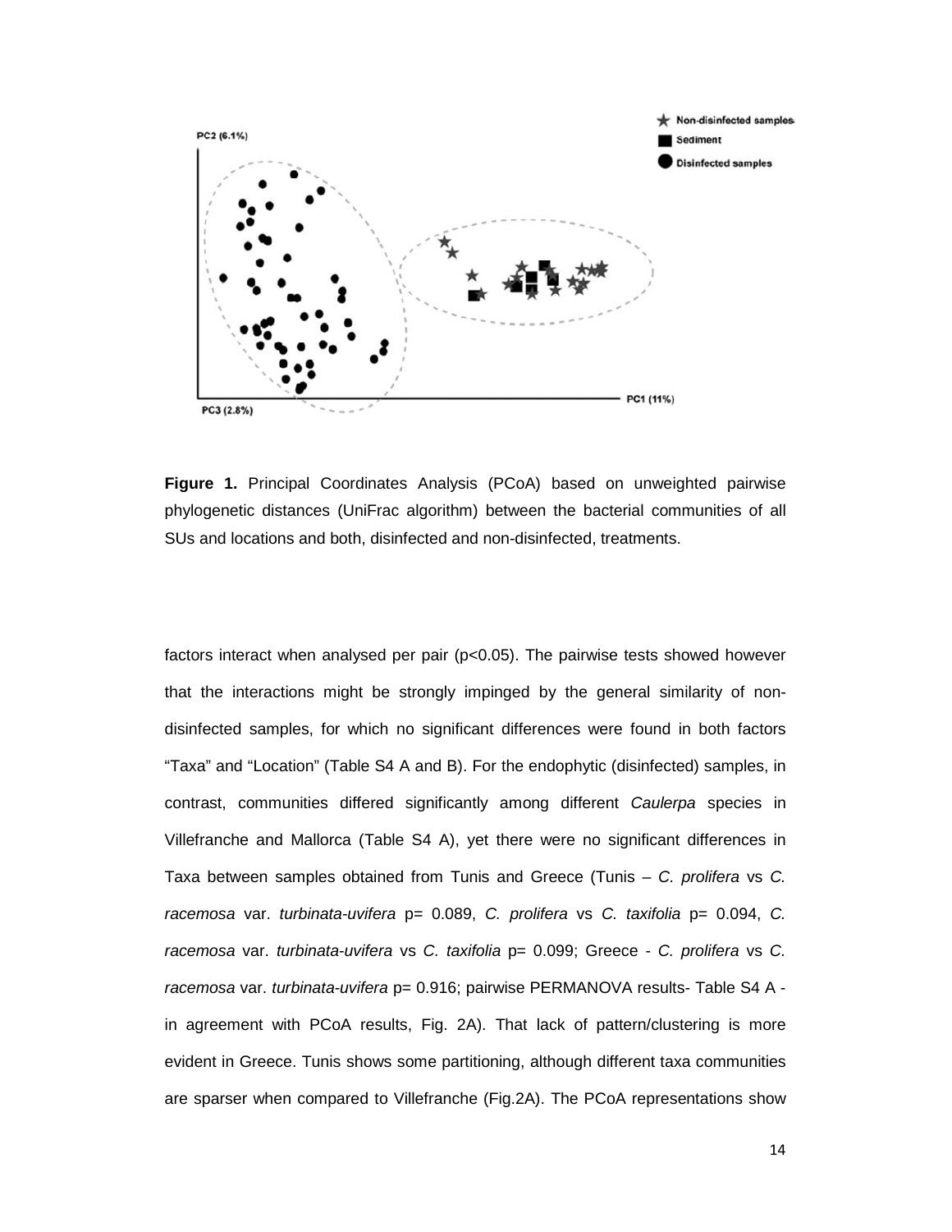**Figure 1.** Principal Coordinates Analysis (PCoA) based on unweighted pairwise phylogenetic distances (UniFrac algorithm) between the bacterial communities of all SUs and locations and both, disinfected and non-disinfected, treatments.

factors interact when analysed per pair ($p<0.05$). The pairwise tests showed however that the interactions might be strongly impinged by the general similarity of non-disinfected samples, for which no significant differences were found in both factors "Taxa" and "Location" (Table S4 A and B). For the endophytic (disinfected) samples, in contrast, communities differed significantly among different *Caulerpa* species in Villefranche and Mallorca (Table S4 A), yet there were no significant differences in Taxa between samples obtained from Tunis and Greece (Tunis – *C. prolifera* vs *C. racemosa* var. *turbinata-uvifera* p= 0.089, *C. prolifera* vs *C. taxifolia* p= 0.094, *C. racemosa* var. *turbinata-uvifera* vs *C. taxifolia* p= 0.099; Greece - *C. prolifera* vs *C. racemosa* var. *turbinata-uvifera* p= 0.916; pairwise PERMANOVA results- Table S4 A - in agreement with PCoA results, Fig. 2A). That lack of pattern/clustering is more evident in Greece. Tunis shows some partitioning, although different taxa communities are sparser when compared to Villefranche (Fig.2A). The PCoA representations show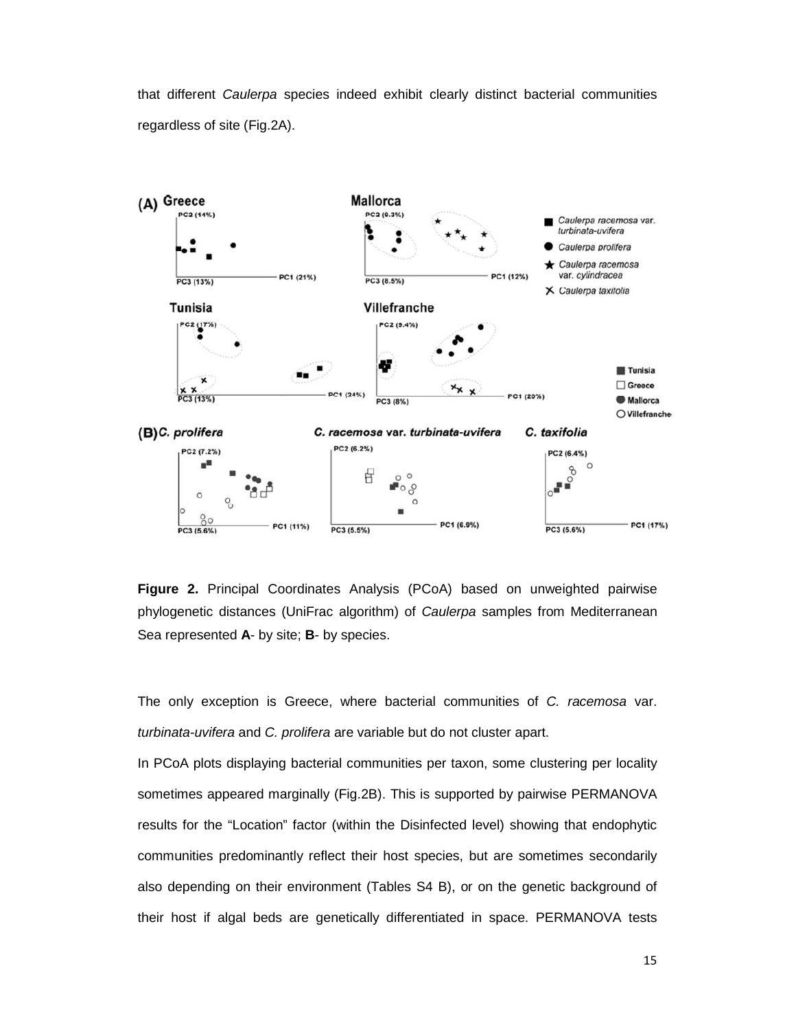that different *Caulerpa* species indeed exhibit clearly distinct bacterial communities regardless of site (Fig.2A).

**Figure 2.** Principal Coordinates Analysis (PCoA) based on unweighted pairwise phylogenetic distances (UniFrac algorithm) of *Caulerpa* samples from Mediterranean Sea represented **A**- by site; **B**- by species.

The only exception is Greece, where bacterial communities of *C. racemosa* var. *turbinata-uvifera* and *C. prolifera* are variable but do not cluster apart.

In PCoA plots displaying bacterial communities per taxon, some clustering per locality sometimes appeared marginally (Fig.2B). This is supported by pairwise PERMANOVA results for the "Location" factor (within the Disinfected level) showing that endophytic communities predominantly reflect their host species, but are sometimes secondarily also depending on their environment (Tables S4 B), or on the genetic background of their host if algal beds are genetically differentiated in space. PERMANOVA tests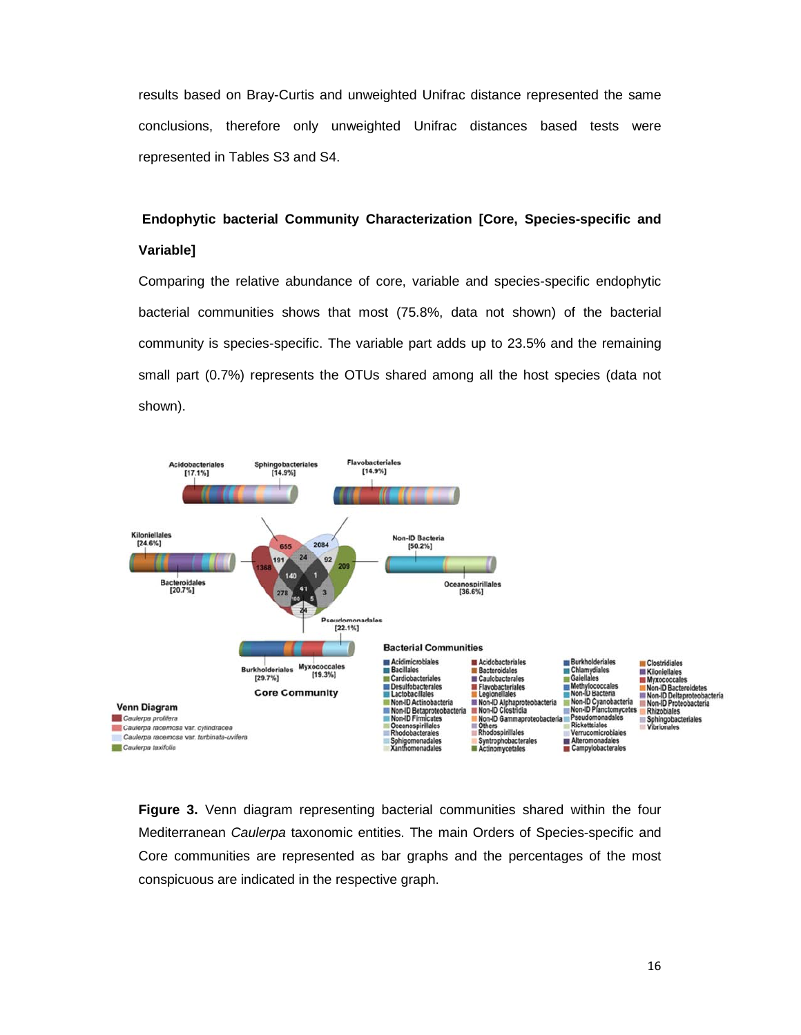results based on Bray-Curtis and unweighted Unifrac distance represented the same conclusions, therefore only unweighted Unifrac distances based tests were represented in Tables S3 and S4.

## Endophytic bacterial Community Characterization [Core, Species-specific and Variable]

Comparing the relative abundance of core, variable and species-specific endophytic bacterial communities shows that most (75.8%, data not shown) of the bacterial community is species-specific. The variable part adds up to 23.5% and the remaining small part (0.7%) represents the OTUs shared among all the host species (data not shown).

**Figure 3.** Venn diagram representing bacterial communities shared within the four Mediterranean *Caulerpa* taxonomic entities. The main Orders of Species-specific and Core communities are represented as bar graphs and the percentages of the most conspicuous are indicated in the respective graph.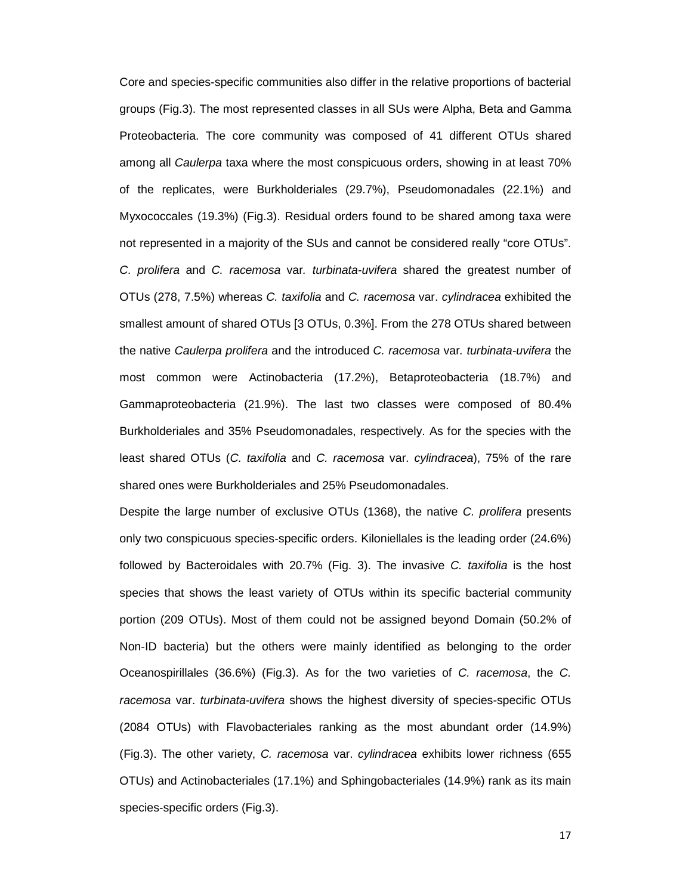Core and species-specific communities also differ in the relative proportions of bacterial groups (Fig.3). The most represented classes in all SUs were Alpha, Beta and Gamma Proteobacteria. The core community was composed of 41 different OTUs shared among all *Caulerpa* taxa where the most conspicuous orders, showing in at least 70% of the replicates, were Burkholderiales (29.7%), Pseudomonadales (22.1%) and Myxococcales (19.3%) (Fig.3). Residual orders found to be shared among taxa were not represented in a majority of the SUs and cannot be considered really "core OTUs". *C. prolifera* and *C. racemosa* var*. turbinata-uvifera* shared the greatest number of OTUs (278, 7.5%) whereas *C. taxifolia* and *C. racemosa* var. *cylindracea* exhibited the smallest amount of shared OTUs [3 OTUs, 0.3%]. From the 278 OTUs shared between the native *Caulerpa prolifera* and the introduced *C. racemosa* var*. turbinata-uvifera* the most common were Actinobacteria (17.2%), Betaproteobacteria (18.7%) and Gammaproteobacteria (21.9%). The last two classes were composed of 80.4% Burkholderiales and 35% Pseudomonadales, respectively. As for the species with the least shared OTUs (*C. taxifolia* and *C. racemosa* var. *cylindracea*), 75% of the rare shared ones were Burkholderiales and 25% Pseudomonadales.

Despite the large number of exclusive OTUs (1368), the native *C. prolifera* presents only two conspicuous species-specific orders. Kiloniellales is the leading order (24.6%) followed by Bacteroidales with 20.7% (Fig. 3). The invasive *C. taxifolia* is the host species that shows the least variety of OTUs within its specific bacterial community portion (209 OTUs). Most of them could not be assigned beyond Domain (50.2% of Non-ID bacteria) but the others were mainly identified as belonging to the order Oceanospirillales (36.6%) (Fig.3). As for the two varieties of *C. racemosa*, the *C. racemosa* var. *turbinata-uvifera* shows the highest diversity of species-specific OTUs (2084 OTUs) with Flavobacteriales ranking as the most abundant order (14.9%) (Fig.3). The other variety, *C. racemosa* var. *cylindracea* exhibits lower richness (655 OTUs) and Actinobacteriales (17.1%) and Sphingobacteriales (14.9%) rank as its main species-specific orders (Fig.3).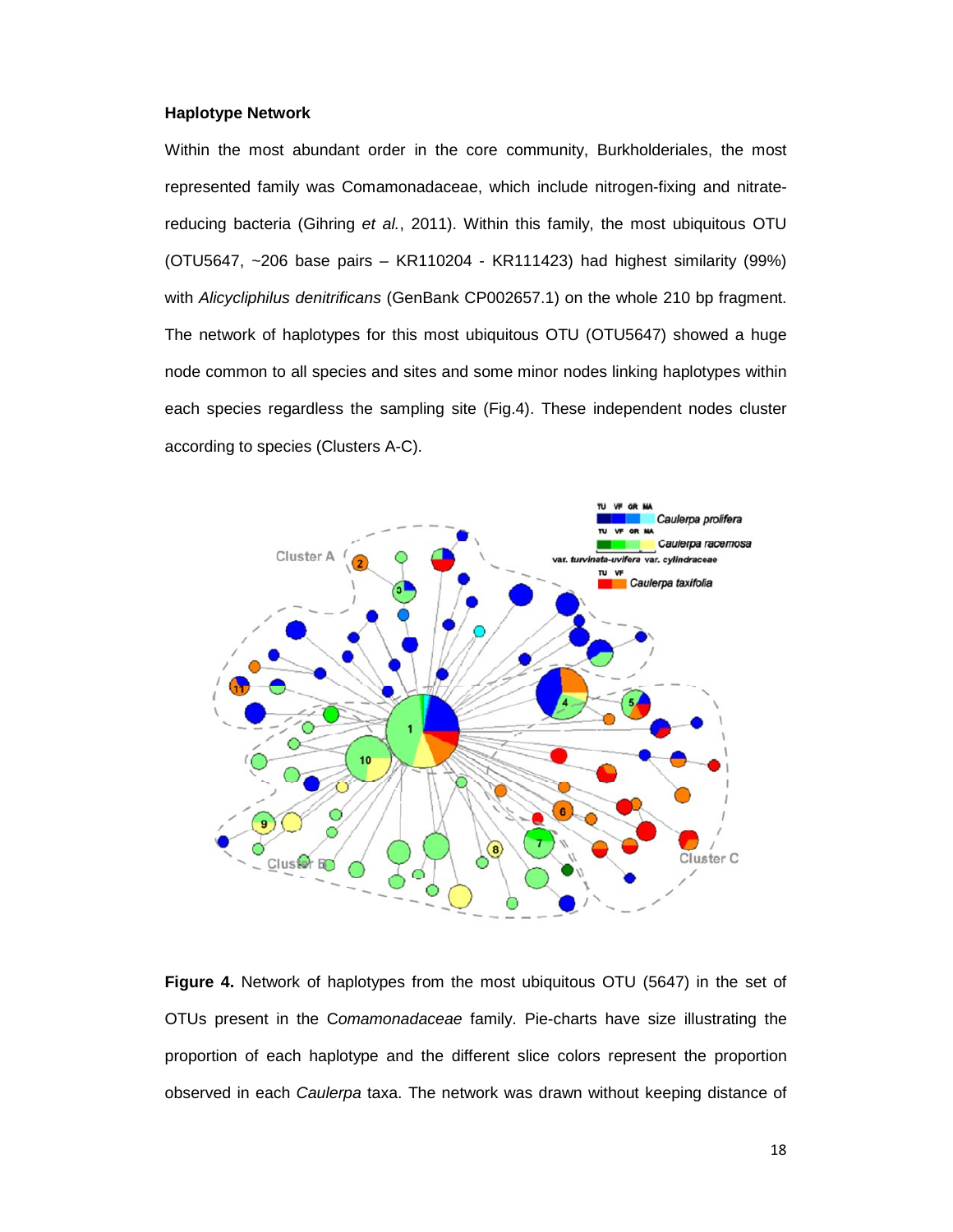### Haplotype Network

Within the most abundant order in the core community, Burkholderiales, the most represented family was Comamonadaceae, which include nitrogen-fixing and nitrate-reducing bacteria (Gihring *et al.*, 2011). Within this family, the most ubiquitous OTU (OTU5647, ~206 base pairs – KR110204 - KR111423) had highest similarity (99%) with *Alicycliphilus denitrificans* (GenBank CP002657.1) on the whole 210 bp fragment. The network of haplotypes for this most ubiquitous OTU (OTU5647) showed a huge node common to all species and sites and some minor nodes linking haplotypes within each species regardless the sampling site (Fig.4). These independent nodes cluster according to species (Clusters A-C).

**Figure 4.** Network of haplotypes from the most ubiquitous OTU (5647) in the set of OTUs present in the C*omamonadaceae* family. Pie-charts have size illustrating the proportion of each haplotype and the different slice colors represent the proportion observed in each *Caulerpa* taxa. The network was drawn without keeping distance of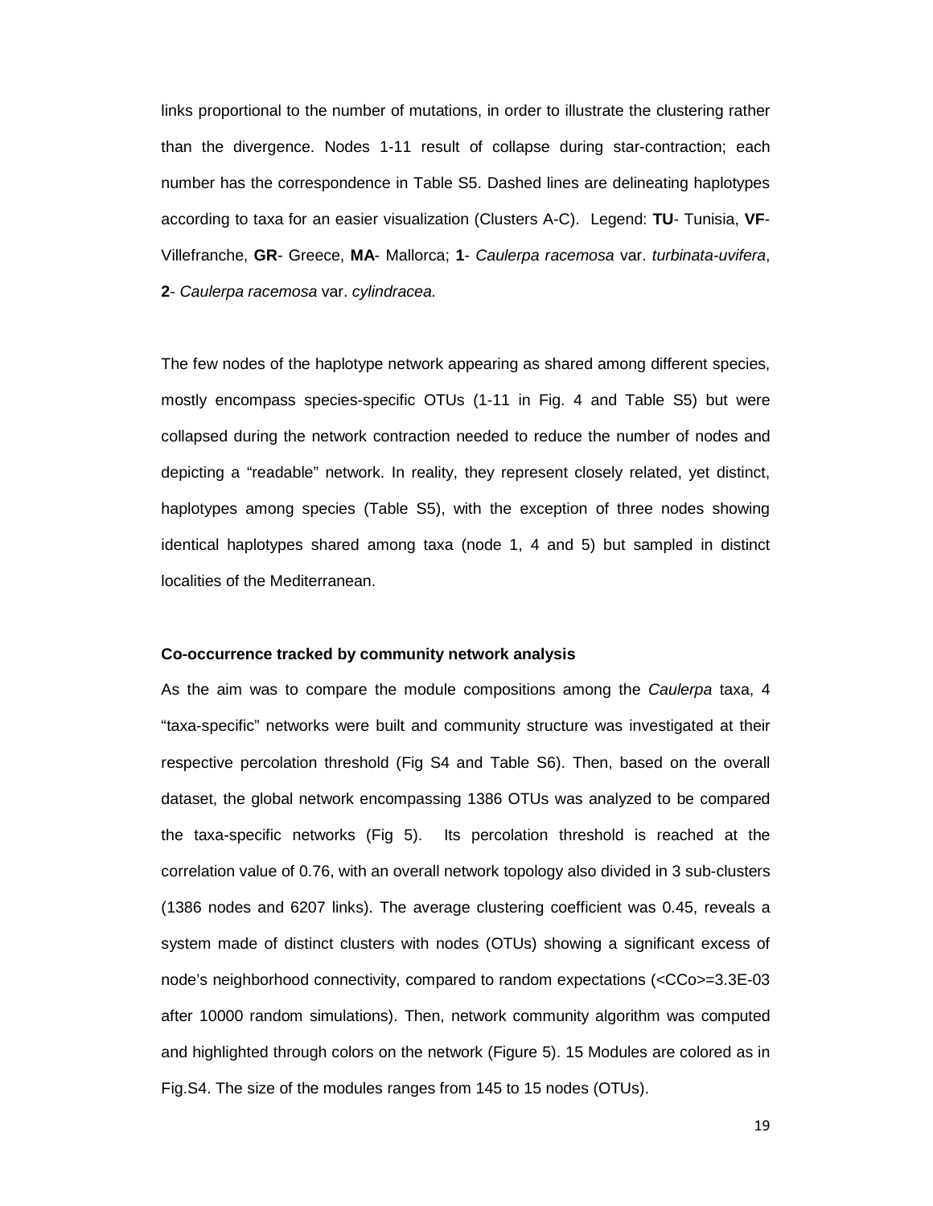links proportional to the number of mutations, in order to illustrate the clustering rather than the divergence. Nodes 1-11 result of collapse during star-contraction; each number has the correspondence in Table S5. Dashed lines are delineating haplotypes according to taxa for an easier visualization (Clusters A-C). Legend: **TU**- Tunisia, **VF**- Villefranche, **GR**- Greece, **MA**- Mallorca; **1**- *Caulerpa racemosa* var. *turbinata-uvifera*, **2**- *Caulerpa racemosa* var. *cylindracea.*

The few nodes of the haplotype network appearing as shared among different species, mostly encompass species-specific OTUs (1-11 in Fig. 4 and Table S5) but were collapsed during the network contraction needed to reduce the number of nodes and depicting a "readable" network. In reality, they represent closely related, yet distinct, haplotypes among species (Table S5), with the exception of three nodes showing identical haplotypes shared among taxa (node 1, 4 and 5) but sampled in distinct localities of the Mediterranean.

### Co-occurrence tracked by community network analysis

As the aim was to compare the module compositions among the *Caulerpa* taxa, 4 "taxa-specific" networks were built and community structure was investigated at their respective percolation threshold (Fig S4 and Table S6). Then, based on the overall dataset, the global network encompassing 1386 OTUs was analyzed to be compared the taxa-specific networks (Fig 5). Its percolation threshold is reached at the correlation value of 0.76, with an overall network topology also divided in 3 sub-clusters (1386 nodes and 6207 links). The average clustering coefficient was 0.45, reveals a system made of distinct clusters with nodes (OTUs) showing a significant excess of node's neighborhood connectivity, compared to random expectations (<CCo>=3.3E-03 after 10000 random simulations). Then, network community algorithm was computed and highlighted through colors on the network (Figure 5). 15 Modules are colored as in Fig.S4. The size of the modules ranges from 145 to 15 nodes (OTUs).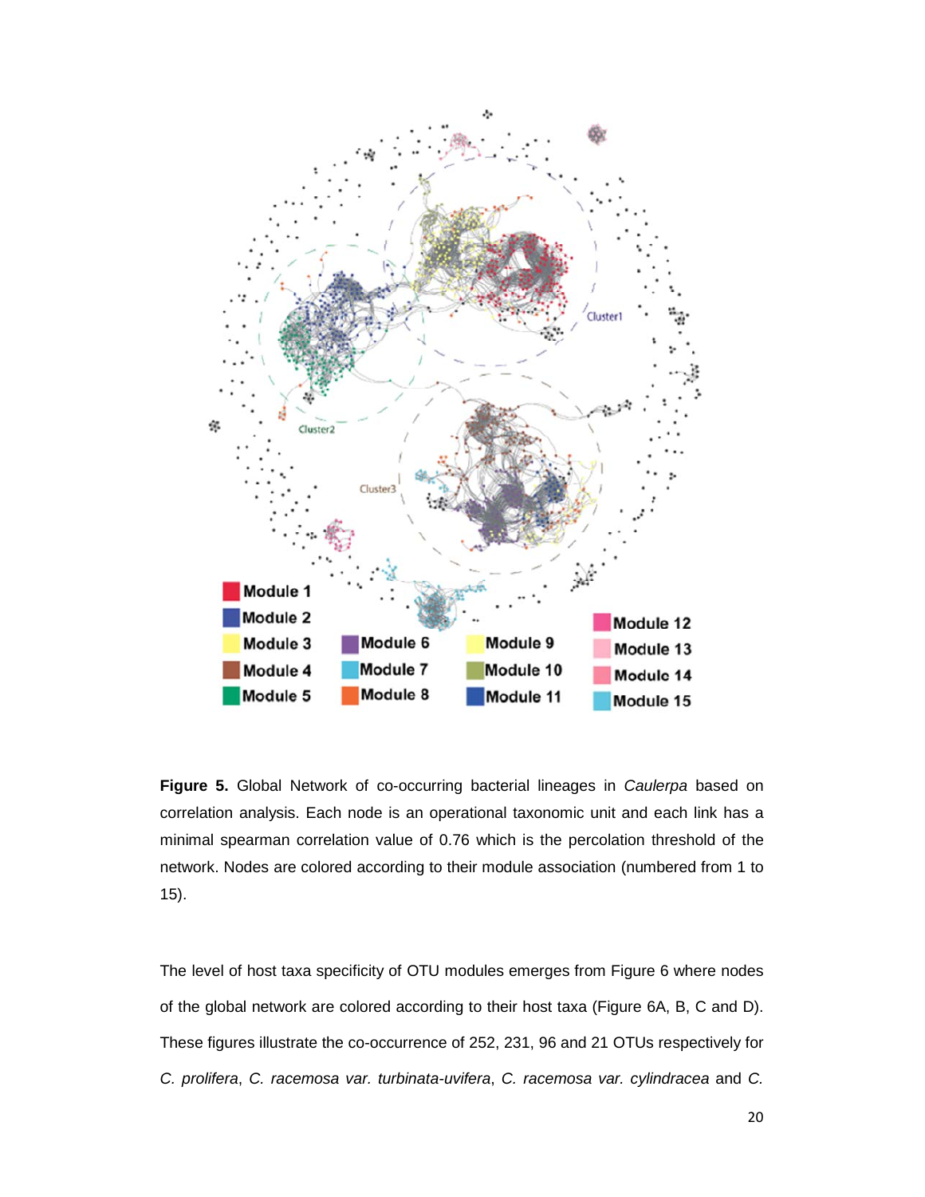**Figure 5.** Global Network of co-occurring bacterial lineages in *Caulerpa* based on correlation analysis. Each node is an operational taxonomic unit and each link has a minimal spearman correlation value of 0.76 which is the percolation threshold of the network. Nodes are colored according to their module association (numbered from 1 to 15).

The level of host taxa specificity of OTU modules emerges from Figure 6 where nodes of the global network are colored according to their host taxa (Figure 6A, B, C and D). These figures illustrate the co-occurrence of 252, 231, 96 and 21 OTUs respectively for *C. prolifera*, *C. racemosa var. turbinata-uvifera*, *C. racemosa var. cylindracea* and *C.*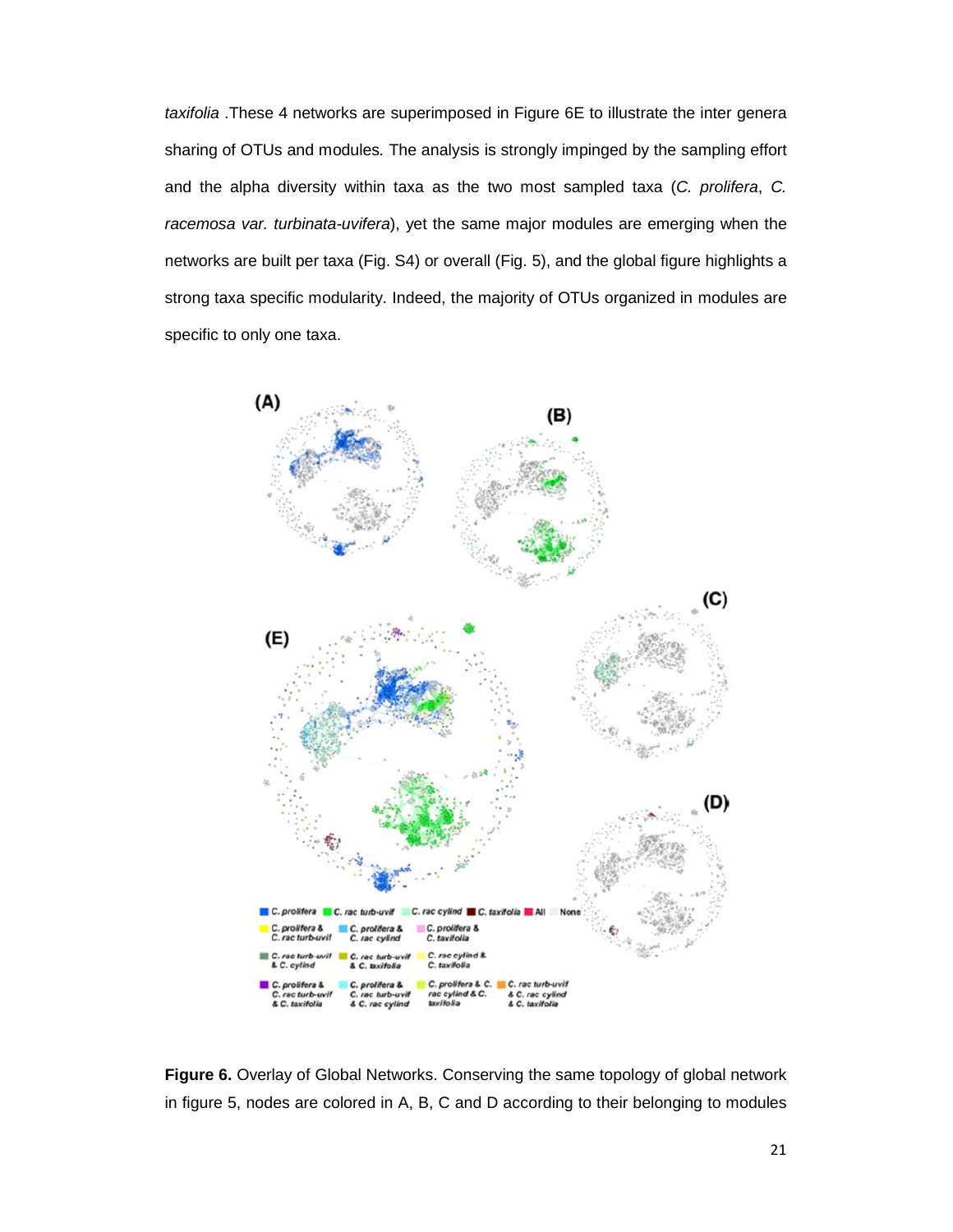*taxifolia* .These 4 networks are superimposed in Figure 6E to illustrate the inter genera sharing of OTUs and modules. The analysis is strongly impinged by the sampling effort and the alpha diversity within taxa as the two most sampled taxa (*C. prolifera*, *C. racemosa var. turbinata-uvifera*), yet the same major modules are emerging when the networks are built per taxa (Fig. S4) or overall (Fig. 5), and the global figure highlights a strong taxa specific modularity. Indeed, the majority of OTUs organized in modules are specific to only one taxa.

**Figure 6.** Overlay of Global Networks. Conserving the same topology of global network in figure 5, nodes are colored in A, B, C and D according to their belonging to modules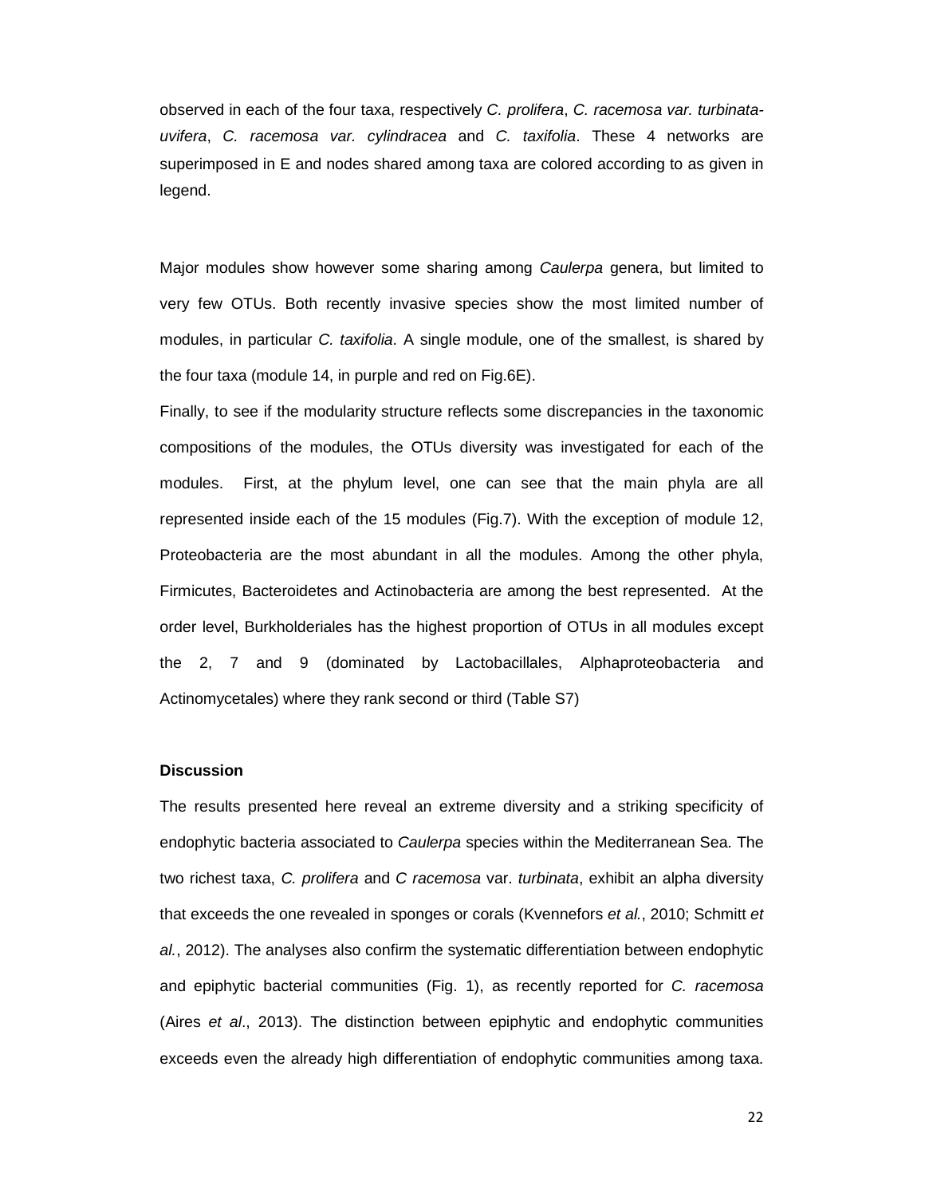observed in each of the four taxa, respectively *C. prolifera*, *C. racemosa var. turbinata-uvifera*, *C. racemosa var. cylindracea* and *C. taxifolia*. These 4 networks are superimposed in E and nodes shared among taxa are colored according to as given in legend.

Major modules show however some sharing among *Caulerpa* genera, but limited to very few OTUs. Both recently invasive species show the most limited number of modules, in particular *C. taxifolia*. A single module, one of the smallest, is shared by the four taxa (module 14, in purple and red on Fig.6E).

Finally, to see if the modularity structure reflects some discrepancies in the taxonomic compositions of the modules, the OTUs diversity was investigated for each of the modules. First, at the phylum level, one can see that the main phyla are all represented inside each of the 15 modules (Fig.7). With the exception of module 12, Proteobacteria are the most abundant in all the modules. Among the other phyla, Firmicutes, Bacteroidetes and Actinobacteria are among the best represented. At the order level, Burkholderiales has the highest proportion of OTUs in all modules except the 2, 7 and 9 (dominated by Lactobacillales, Alphaproteobacteria and Actinomycetales) where they rank second or third (Table S7)

## Discussion

The results presented here reveal an extreme diversity and a striking specificity of endophytic bacteria associated to *Caulerpa* species within the Mediterranean Sea. The two richest taxa, *C. prolifera* and *C racemosa* var. *turbinata*, exhibit an alpha diversity that exceeds the one revealed in sponges or corals (Kvennefors *et al.*, 2010; Schmitt *et al.*, 2012). The analyses also confirm the systematic differentiation between endophytic and epiphytic bacterial communities (Fig. 1), as recently reported for *C. racemosa* (Aires *et al*., 2013). The distinction between epiphytic and endophytic communities exceeds even the already high differentiation of endophytic communities among taxa.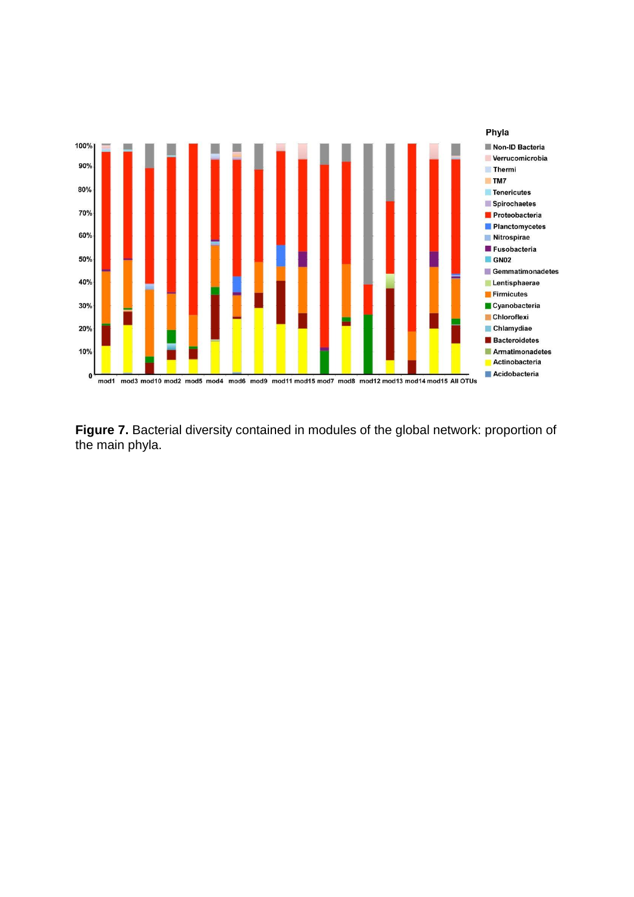**Figure 7.** Bacterial diversity contained in modules of the global network: proportion of the main phyla.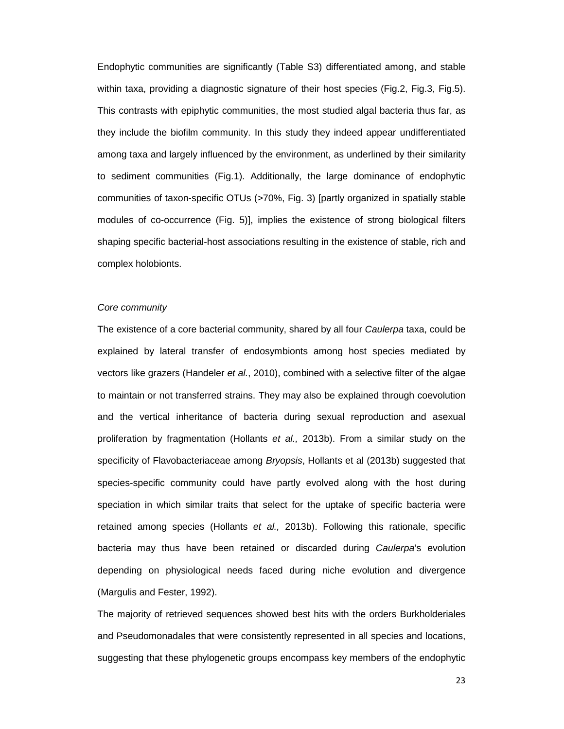Endophytic communities are significantly (Table S3) differentiated among, and stable within taxa, providing a diagnostic signature of their host species (Fig.2, Fig.3, Fig.5). This contrasts with epiphytic communities, the most studied algal bacteria thus far, as they include the biofilm community. In this study they indeed appear undifferentiated among taxa and largely influenced by the environment, as underlined by their similarity to sediment communities (Fig.1). Additionally, the large dominance of endophytic communities of taxon-specific OTUs (>70%, Fig. 3) [partly organized in spatially stable modules of co-occurrence (Fig. 5)], implies the existence of strong biological filters shaping specific bacterial-host associations resulting in the existence of stable, rich and complex holobionts.

*Core community*

The existence of a core bacterial community, shared by all four *Caulerpa* taxa, could be explained by lateral transfer of endosymbionts among host species mediated by vectors like grazers (Handeler *et al.*, 2010), combined with a selective filter of the algae to maintain or not transferred strains. They may also be explained through coevolution and the vertical inheritance of bacteria during sexual reproduction and asexual proliferation by fragmentation (Hollants *et al.,* 2013b). From a similar study on the specificity of Flavobacteriaceae among *Bryopsis*, Hollants et al (2013b) suggested that species-specific community could have partly evolved along with the host during speciation in which similar traits that select for the uptake of specific bacteria were retained among species (Hollants *et al.,* 2013b). Following this rationale, specific bacteria may thus have been retained or discarded during *Caulerpa*'s evolution depending on physiological needs faced during niche evolution and divergence (Margulis and Fester, 1992).

The majority of retrieved sequences showed best hits with the orders Burkholderiales and Pseudomonadales that were consistently represented in all species and locations, suggesting that these phylogenetic groups encompass key members of the endophytic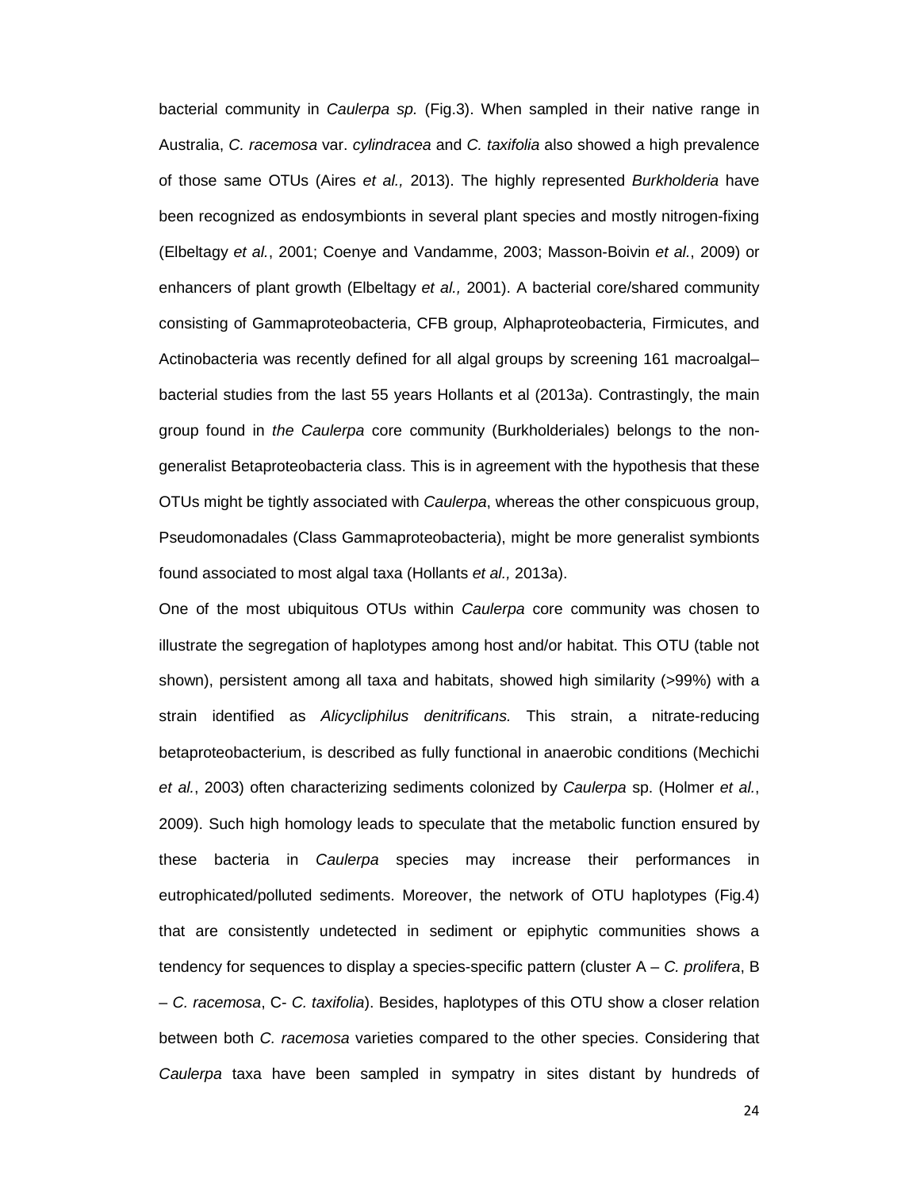bacterial community in *Caulerpa sp.* (Fig.3). When sampled in their native range in Australia, *C. racemosa* var. *cylindracea* and *C. taxifolia* also showed a high prevalence of those same OTUs (Aires *et al.,* 2013). The highly represented *Burkholderia* have been recognized as endosymbionts in several plant species and mostly nitrogen-fixing (Elbeltagy *et al.*, 2001; Coenye and Vandamme, 2003; Masson-Boivin *et al.*, 2009) or enhancers of plant growth (Elbeltagy *et al.,* 2001). A bacterial core/shared community consisting of Gammaproteobacteria, CFB group, Alphaproteobacteria, Firmicutes, and Actinobacteria was recently defined for all algal groups by screening 161 macroalgal–bacterial studies from the last 55 years Hollants et al (2013a). Contrastingly, the main group found in *the Caulerpa* core community (Burkholderiales) belongs to the non-generalist Betaproteobacteria class. This is in agreement with the hypothesis that these OTUs might be tightly associated with *Caulerpa*, whereas the other conspicuous group, Pseudomonadales (Class Gammaproteobacteria), might be more generalist symbionts found associated to most algal taxa (Hollants *et al.,* 2013a).

One of the most ubiquitous OTUs within *Caulerpa* core community was chosen to illustrate the segregation of haplotypes among host and/or habitat. This OTU (table not shown), persistent among all taxa and habitats, showed high similarity (>99%) with a strain identified as *Alicycliphilus denitrificans.* This strain, a nitrate-reducing betaproteobacterium, is described as fully functional in anaerobic conditions (Mechichi *et al.*, 2003) often characterizing sediments colonized by *Caulerpa* sp. (Holmer *et al.*, 2009). Such high homology leads to speculate that the metabolic function ensured by these bacteria in *Caulerpa* species may increase their performances in eutrophicated/polluted sediments. Moreover, the network of OTU haplotypes (Fig.4) that are consistently undetected in sediment or epiphytic communities shows a tendency for sequences to display a species-specific pattern (cluster A – *C. prolifera*, B – *C. racemosa*, C- *C. taxifolia*). Besides, haplotypes of this OTU show a closer relation between both *C. racemosa* varieties compared to the other species. Considering that *Caulerpa* taxa have been sampled in sympatry in sites distant by hundreds of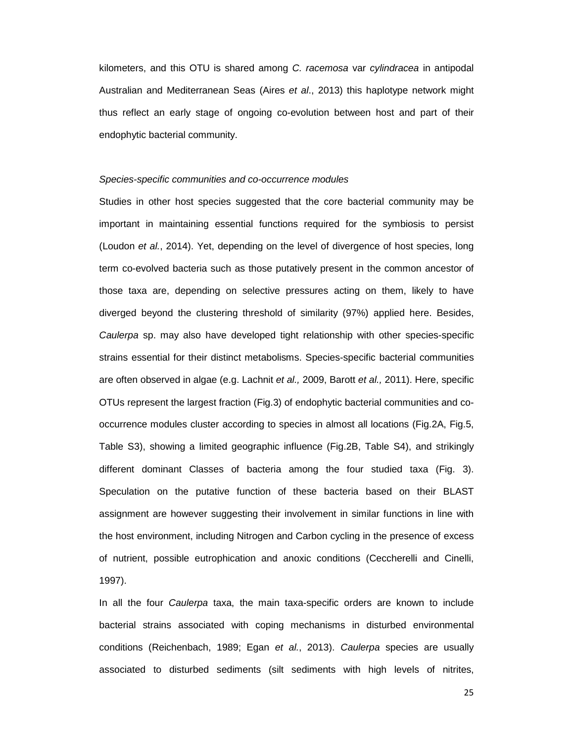kilometers, and this OTU is shared among *C. racemosa* var *cylindracea* in antipodal Australian and Mediterranean Seas (Aires *et al*., 2013) this haplotype network might thus reflect an early stage of ongoing co-evolution between host and part of their endophytic bacterial community.

### *Species-specific communities and co-occurrence modules*

Studies in other host species suggested that the core bacterial community may be important in maintaining essential functions required for the symbiosis to persist (Loudon *et al.*, 2014). Yet, depending on the level of divergence of host species, long term co-evolved bacteria such as those putatively present in the common ancestor of those taxa are, depending on selective pressures acting on them, likely to have diverged beyond the clustering threshold of similarity (97%) applied here. Besides, *Caulerpa* sp. may also have developed tight relationship with other species-specific strains essential for their distinct metabolisms. Species-specific bacterial communities are often observed in algae (e.g. Lachnit *et al.,* 2009, Barott *et al.,* 2011). Here, specific OTUs represent the largest fraction (Fig.3) of endophytic bacterial communities and co-occurrence modules cluster according to species in almost all locations (Fig.2A, Fig.5, Table S3), showing a limited geographic influence (Fig.2B, Table S4), and strikingly different dominant Classes of bacteria among the four studied taxa (Fig. 3). Speculation on the putative function of these bacteria based on their BLAST assignment are however suggesting their involvement in similar functions in line with the host environment, including Nitrogen and Carbon cycling in the presence of excess of nutrient, possible eutrophication and anoxic conditions (Ceccherelli and Cinelli, 1997).

In all the four *Caulerpa* taxa, the main taxa-specific orders are known to include bacterial strains associated with coping mechanisms in disturbed environmental conditions (Reichenbach, 1989; Egan *et al.*, 2013). *Caulerpa* species are usually associated to disturbed sediments (silt sediments with high levels of nitrites,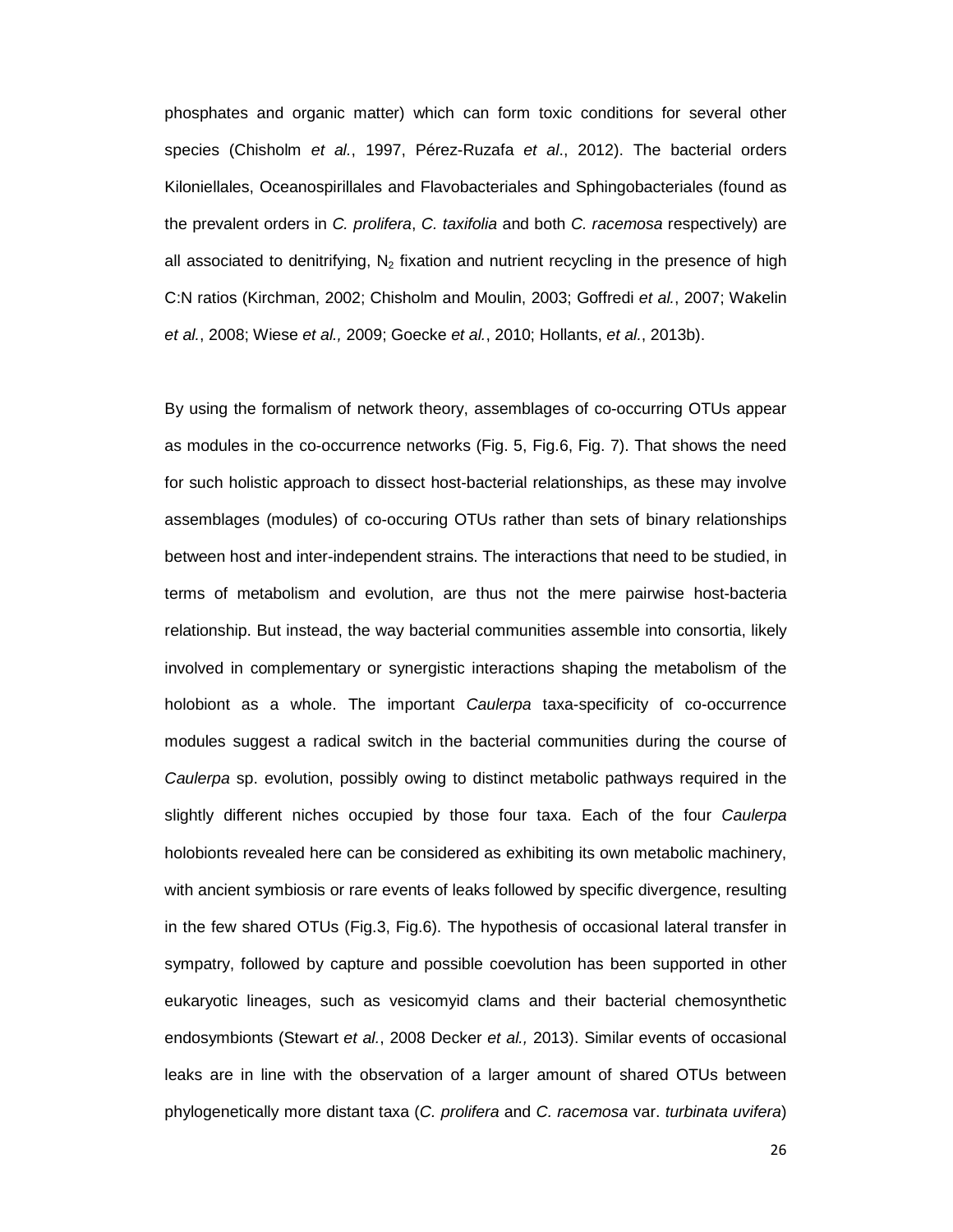phosphates and organic matter) which can form toxic conditions for several other species (Chisholm *et al.*, 1997, Pérez-Ruzafa *et al*., 2012). The bacterial orders Kiloniellales, Oceanospirillales and Flavobacteriales and Sphingobacteriales (found as the prevalent orders in *C. prolifera*, *C. taxifolia* and both *C. racemosa* respectively) are all associated to denitrifying, $N_2$ fixation and nutrient recycling in the presence of high C:N ratios (Kirchman, 2002; Chisholm and Moulin, 2003; Goffredi *et al.*, 2007; Wakelin *et al.*, 2008; Wiese *et al.,* 2009; Goecke *et al.*, 2010; Hollants, *et al.*, 2013b).

By using the formalism of network theory, assemblages of co-occurring OTUs appear as modules in the co-occurrence networks (Fig. 5, Fig.6, Fig. 7). That shows the need for such holistic approach to dissect host-bacterial relationships, as these may involve assemblages (modules) of co-occuring OTUs rather than sets of binary relationships between host and inter-independent strains. The interactions that need to be studied, in terms of metabolism and evolution, are thus not the mere pairwise host-bacteria relationship. But instead, the way bacterial communities assemble into consortia, likely involved in complementary or synergistic interactions shaping the metabolism of the holobiont as a whole. The important *Caulerpa* taxa-specificity of co-occurrence modules suggest a radical switch in the bacterial communities during the course of *Caulerpa* sp. evolution, possibly owing to distinct metabolic pathways required in the slightly different niches occupied by those four taxa. Each of the four *Caulerpa* holobionts revealed here can be considered as exhibiting its own metabolic machinery, with ancient symbiosis or rare events of leaks followed by specific divergence, resulting in the few shared OTUs (Fig.3, Fig.6). The hypothesis of occasional lateral transfer in sympatry, followed by capture and possible coevolution has been supported in other eukaryotic lineages, such as vesicomyid clams and their bacterial chemosynthetic endosymbionts (Stewart *et al.*, 2008 Decker *et al.,* 2013). Similar events of occasional leaks are in line with the observation of a larger amount of shared OTUs between phylogenetically more distant taxa (*C. prolifera* and *C. racemosa* var. *turbinata uvifera*)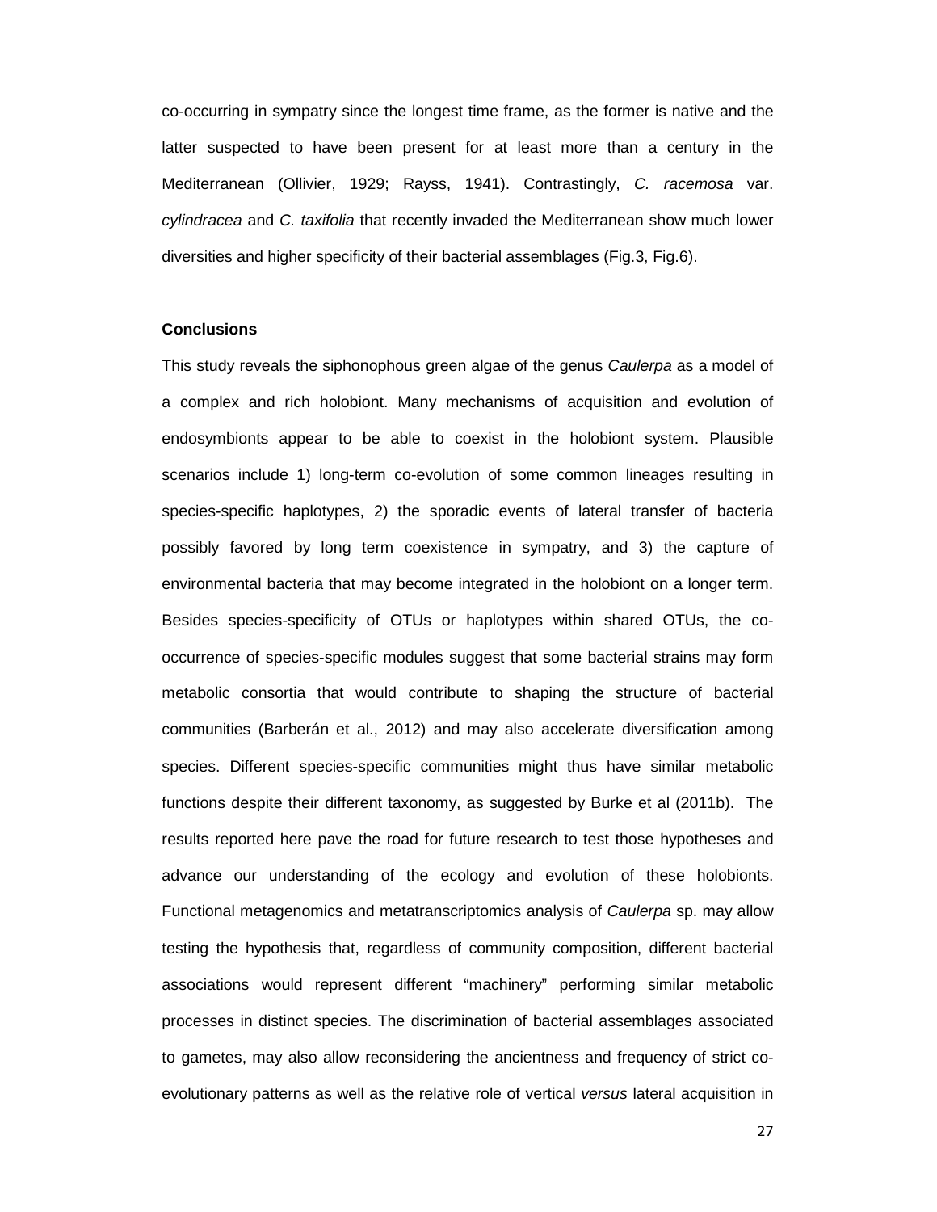co-occurring in sympatry since the longest time frame, as the former is native and the latter suspected to have been present for at least more than a century in the Mediterranean (Ollivier, 1929; Rayss, 1941). Contrastingly, *C. racemosa* var. *cylindracea* and *C. taxifolia* that recently invaded the Mediterranean show much lower diversities and higher specificity of their bacterial assemblages (Fig.3, Fig.6).

## Conclusions

This study reveals the siphonophous green algae of the genus *Caulerpa* as a model of a complex and rich holobiont. Many mechanisms of acquisition and evolution of endosymbionts appear to be able to coexist in the holobiont system. Plausible scenarios include 1) long-term co-evolution of some common lineages resulting in species-specific haplotypes, 2) the sporadic events of lateral transfer of bacteria possibly favored by long term coexistence in sympatry, and 3) the capture of environmental bacteria that may become integrated in the holobiont on a longer term. Besides species-specificity of OTUs or haplotypes within shared OTUs, the co-occurrence of species-specific modules suggest that some bacterial strains may form metabolic consortia that would contribute to shaping the structure of bacterial communities (Barberán et al., 2012) and may also accelerate diversification among species. Different species-specific communities might thus have similar metabolic functions despite their different taxonomy, as suggested by Burke et al (2011b). The results reported here pave the road for future research to test those hypotheses and advance our understanding of the ecology and evolution of these holobionts. Functional metagenomics and metatranscriptomics analysis of *Caulerpa* sp. may allow testing the hypothesis that, regardless of community composition, different bacterial associations would represent different "machinery" performing similar metabolic processes in distinct species. The discrimination of bacterial assemblages associated to gametes, may also allow reconsidering the ancientness and frequency of strict co-evolutionary patterns as well as the relative role of vertical *versus* lateral acquisition in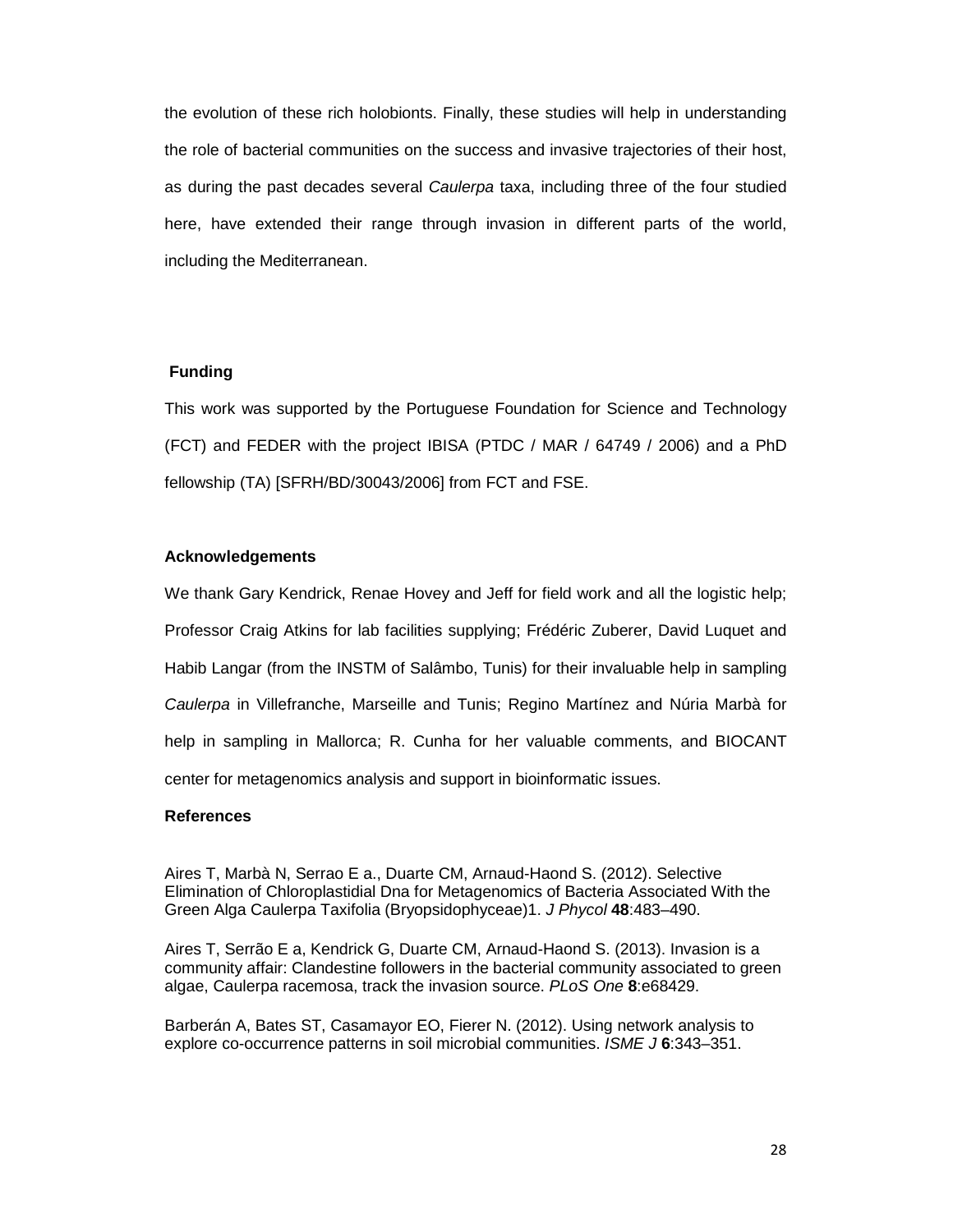the evolution of these rich holobionts. Finally, these studies will help in understanding the role of bacterial communities on the success and invasive trajectories of their host, as during the past decades several *Caulerpa* taxa, including three of the four studied here, have extended their range through invasion in different parts of the world, including the Mediterranean.

## Funding

This work was supported by the Portuguese Foundation for Science and Technology (FCT) and FEDER with the project IBISA (PTDC / MAR / 64749 / 2006) and a PhD fellowship (TA) [SFRH/BD/30043/2006] from FCT and FSE.

## Acknowledgements

We thank Gary Kendrick, Renae Hovey and Jeff for field work and all the logistic help; Professor Craig Atkins for lab facilities supplying; Frédéric Zuberer, David Luquet and Habib Langar (from the INSTM of Salâmbo, Tunis) for their invaluable help in sampling *Caulerpa* in Villefranche, Marseille and Tunis; Regino Martínez and Núria Marbà for help in sampling in Mallorca; R. Cunha for her valuable comments, and BIOCANT center for metagenomics analysis and support in bioinformatic issues.

## References

Aires T, Marbà N, Serrao E a., Duarte CM, Arnaud-Haond S. (2012). Selective Elimination of Chloroplastidial Dna for Metagenomics of Bacteria Associated With the Green Alga Caulerpa Taxifolia (Bryopsidophyceae)1. *J Phycol* **48**:483–490.

Aires T, Serrão E a, Kendrick G, Duarte CM, Arnaud-Haond S. (2013). Invasion is a community affair: Clandestine followers in the bacterial community associated to green algae, Caulerpa racemosa, track the invasion source. *PLoS One* **8**:e68429.

Barberán A, Bates ST, Casamayor EO, Fierer N. (2012). Using network analysis to explore co-occurrence patterns in soil microbial communities. *ISME J* **6**:343–351.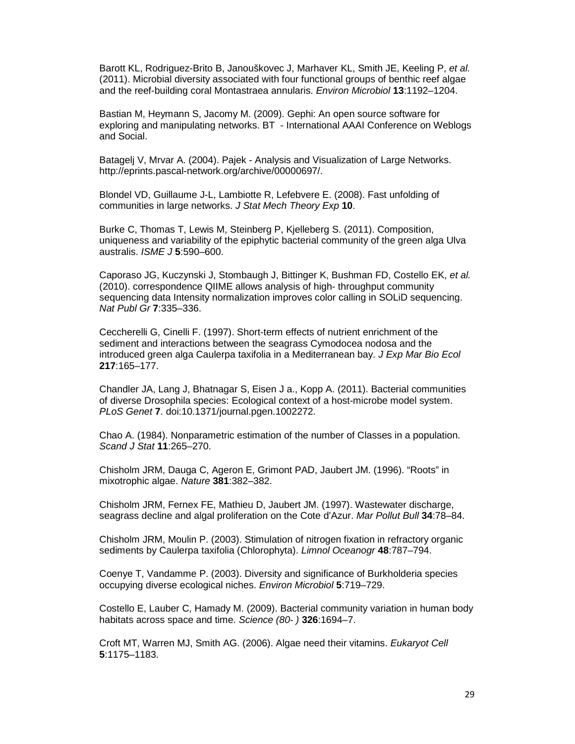Barott KL, Rodriguez-Brito B, Janouškovec J, Marhaver KL, Smith JE, Keeling P, *et al.* (2011). Microbial diversity associated with four functional groups of benthic reef algae and the reef-building coral Montastraea annularis. *Environ Microbiol* **13**:1192–1204.

Bastian M, Heymann S, Jacomy M. (2009). Gephi: An open source software for exploring and manipulating networks. BT - International AAAI Conference on Weblogs and Social.

Batagelj V, Mrvar A. (2004). Pajek - Analysis and Visualization of Large Networks. http://eprints.pascal-network.org/archive/00000697/.

Blondel VD, Guillaume J-L, Lambiotte R, Lefebvre E. (2008). Fast unfolding of communities in large networks. *J Stat Mech Theory Exp* **10**.

Burke C, Thomas T, Lewis M, Steinberg P, Kjelleberg S. (2011). Composition, uniqueness and variability of the epiphytic bacterial community of the green alga Ulva australis. *ISME J* **5**:590–600.

Caporaso JG, Kuczynski J, Stombaugh J, Bittinger K, Bushman FD, Costello EK, *et al.* (2010). correspondence QIIME allows analysis of high- throughput community sequencing data Intensity normalization improves color calling in SOLiD sequencing. *Nat Publ Gr* **7**:335–336.

Ceccherelli G, Cinelli F. (1997). Short-term effects of nutrient enrichment of the sediment and interactions between the seagrass Cymodocea nodosa and the introduced green alga Caulerpa taxifolia in a Mediterranean bay. *J Exp Mar Bio Ecol* **217**:165–177.

Chandler JA, Lang J, Bhatnagar S, Eisen J a., Kopp A. (2011). Bacterial communities of diverse Drosophila species: Ecological context of a host-microbe model system. *PLoS Genet* **7**. doi:10.1371/journal.pgen.1002272.

Chao A. (1984). Nonparametric estimation of the number of Classes in a population. *Scand J Stat* **11**:265–270.

Chisholm JRM, Dauga C, Ageron E, Grimont PAD, Jaubert JM. (1996). "Roots" in mixotrophic algae. *Nature* **381**:382–382.

Chisholm JRM, Fernex FE, Mathieu D, Jaubert JM. (1997). Wastewater discharge, seagrass decline and algal proliferation on the Cote d'Azur. *Mar Pollut Bull* **34**:78–84.

Chisholm JRM, Moulin P. (2003). Stimulation of nitrogen fixation in refractory organic sediments by Caulerpa taxifolia (Chlorophyta). *Limnol Oceanogr* **48**:787–794.

Coenye T, Vandamme P. (2003). Diversity and significance of Burkholderia species occupying diverse ecological niches. *Environ Microbiol* **5**:719–729.

Costello E, Lauber C, Hamady M. (2009). Bacterial community variation in human body habitats across space and time. *Science (80- )* **326**:1694–7.

Croft MT, Warren MJ, Smith AG. (2006). Algae need their vitamins. *Eukaryot Cell* **5**:1175–1183.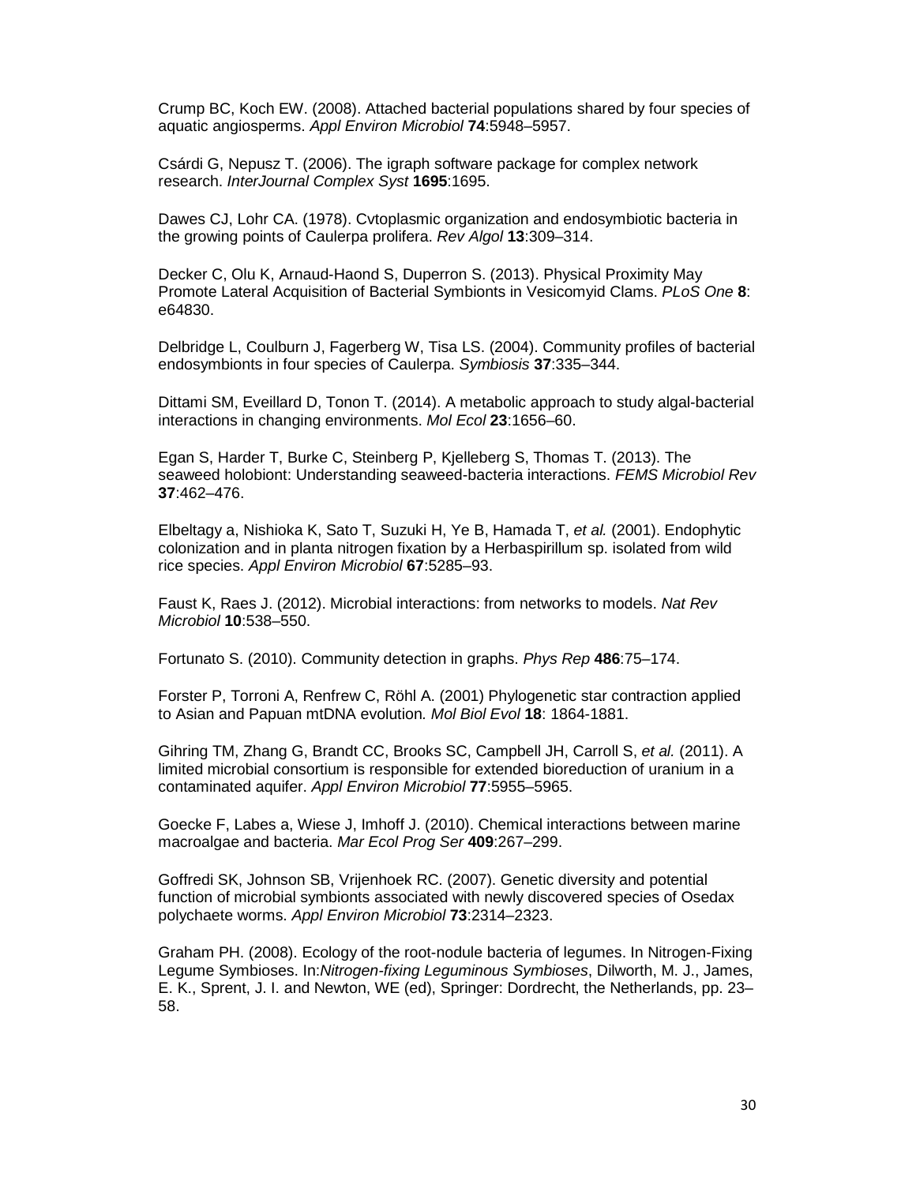Crump BC, Koch EW. (2008). Attached bacterial populations shared by four species of aquatic angiosperms. *Appl Environ Microbiol* **74**:5948–5957.

Csárdi G, Nepusz T. (2006). The igraph software package for complex network research. *InterJournal Complex Syst* **1695**:1695.

Dawes CJ, Lohr CA. (1978). Cvtoplasmic organization and endosymbiotic bacteria in the growing points of Caulerpa prolifera. *Rev Algol* **13**:309–314.

Decker C, Olu K, Arnaud-Haond S, Duperron S. (2013). Physical Proximity May Promote Lateral Acquisition of Bacterial Symbionts in Vesicomyid Clams. *PLoS One* **8**: e64830.

Delbridge L, Coulburn J, Fagerberg W, Tisa LS. (2004). Community profiles of bacterial endosymbionts in four species of Caulerpa. *Symbiosis* **37**:335–344.

Dittami SM, Eveillard D, Tonon T. (2014). A metabolic approach to study algal-bacterial interactions in changing environments. *Mol Ecol* **23**:1656–60.

Egan S, Harder T, Burke C, Steinberg P, Kjelleberg S, Thomas T. (2013). The seaweed holobiont: Understanding seaweed-bacteria interactions. *FEMS Microbiol Rev* **37**:462–476.

Elbeltagy a, Nishioka K, Sato T, Suzuki H, Ye B, Hamada T, *et al.* (2001). Endophytic colonization and in planta nitrogen fixation by a Herbaspirillum sp. isolated from wild rice species. *Appl Environ Microbiol* **67**:5285–93.

Faust K, Raes J. (2012). Microbial interactions: from networks to models. *Nat Rev Microbiol* **10**:538–550.

Fortunato S. (2010). Community detection in graphs. *Phys Rep* **486**:75–174.

Forster P, Torroni A, Renfrew C, Röhl A. (2001) Phylogenetic star contraction applied to Asian and Papuan mtDNA evolution*. Mol Biol Evol* **18**: 1864-1881.

Gihring TM, Zhang G, Brandt CC, Brooks SC, Campbell JH, Carroll S, *et al.* (2011). A limited microbial consortium is responsible for extended bioreduction of uranium in a contaminated aquifer. *Appl Environ Microbiol* **77**:5955–5965.

Goecke F, Labes a, Wiese J, Imhoff J. (2010). Chemical interactions between marine macroalgae and bacteria. *Mar Ecol Prog Ser* **409**:267–299.

Goffredi SK, Johnson SB, Vrijenhoek RC. (2007). Genetic diversity and potential function of microbial symbionts associated with newly discovered species of Osedax polychaete worms. *Appl Environ Microbiol* **73**:2314–2323.

Graham PH. (2008). Ecology of the root-nodule bacteria of legumes. In Nitrogen-Fixing Legume Symbioses. In:*Nitrogen-fixing Leguminous Symbioses*, Dilworth, M. J., James, E. K., Sprent, J. I. and Newton, WE (ed), Springer: Dordrecht, the Netherlands, pp. 23–58.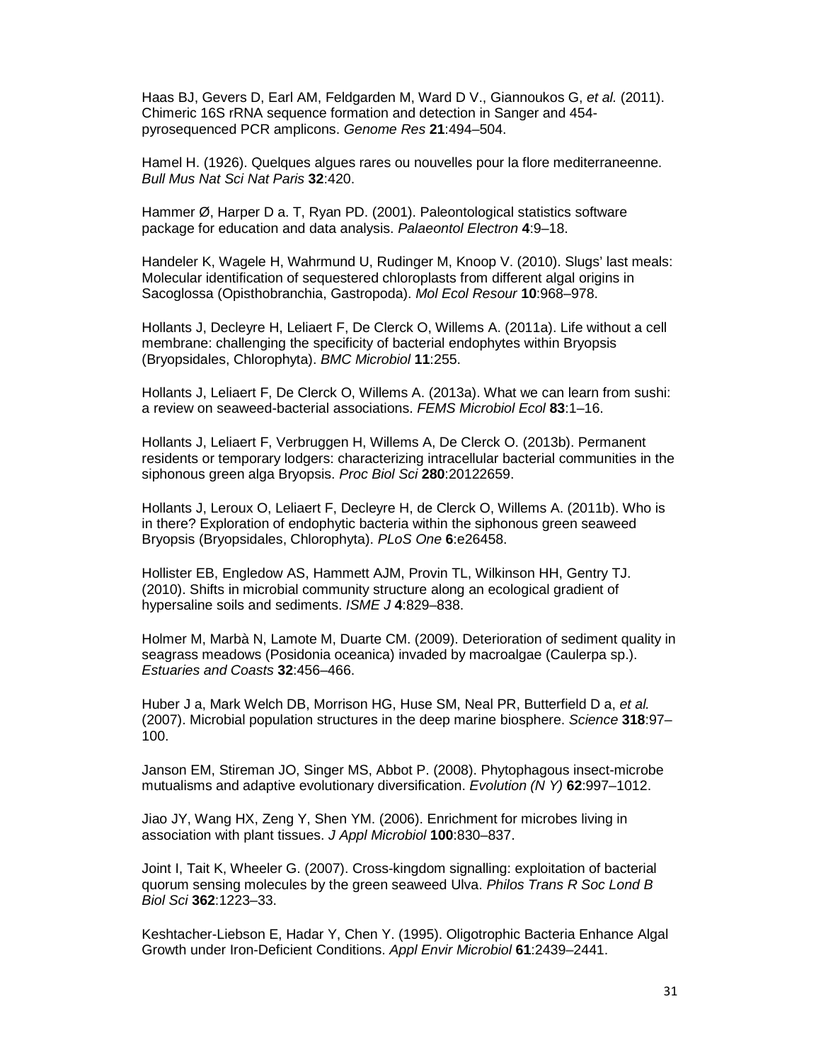Haas BJ, Gevers D, Earl AM, Feldgarden M, Ward D V., Giannoukos G, *et al.* (2011). Chimeric 16S rRNA sequence formation and detection in Sanger and 454-pyrosequenced PCR amplicons. *Genome Res* **21**:494–504.

Hamel H. (1926). Quelques algues rares ou nouvelles pour la flore mediterraneenne. *Bull Mus Nat Sci Nat Paris* **32**:420.

Hammer Ø, Harper D a. T, Ryan PD. (2001). Paleontological statistics software package for education and data analysis. *Palaeontol Electron* **4**:9–18.

Handeler K, Wagele H, Wahrmund U, Rudinger M, Knoop V. (2010). Slugs' last meals: Molecular identification of sequestered chloroplasts from different algal origins in Sacoglossa (Opisthobranchia, Gastropoda). *Mol Ecol Resour* **10**:968–978.

Hollants J, Decleyre H, Leliaert F, De Clerck O, Willems A. (2011a). Life without a cell membrane: challenging the specificity of bacterial endophytes within Bryopsis (Bryopsidales, Chlorophyta). *BMC Microbiol* **11**:255.

Hollants J, Leliaert F, De Clerck O, Willems A. (2013a). What we can learn from sushi: a review on seaweed-bacterial associations. *FEMS Microbiol Ecol* **83**:1–16.

Hollants J, Leliaert F, Verbruggen H, Willems A, De Clerck O. (2013b). Permanent residents or temporary lodgers: characterizing intracellular bacterial communities in the siphonous green alga Bryopsis. *Proc Biol Sci* **280**:20122659.

Hollants J, Leroux O, Leliaert F, Decleyre H, de Clerck O, Willems A. (2011b). Who is in there? Exploration of endophytic bacteria within the siphonous green seaweed Bryopsis (Bryopsidales, Chlorophyta). *PLoS One* **6**:e26458.

Hollister EB, Engledow AS, Hammett AJM, Provin TL, Wilkinson HH, Gentry TJ. (2010). Shifts in microbial community structure along an ecological gradient of hypersaline soils and sediments. *ISME J* **4**:829–838.

Holmer M, Marbà N, Lamote M, Duarte CM. (2009). Deterioration of sediment quality in seagrass meadows (Posidonia oceanica) invaded by macroalgae (Caulerpa sp.). *Estuaries and Coasts* **32**:456–466.

Huber J a, Mark Welch DB, Morrison HG, Huse SM, Neal PR, Butterfield D a, *et al.* (2007). Microbial population structures in the deep marine biosphere. *Science* **318**:97–100.

Janson EM, Stireman JO, Singer MS, Abbot P. (2008). Phytophagous insect-microbe mutualisms and adaptive evolutionary diversification. *Evolution (N Y)* **62**:997–1012.

Jiao JY, Wang HX, Zeng Y, Shen YM. (2006). Enrichment for microbes living in association with plant tissues. *J Appl Microbiol* **100**:830–837.

Joint I, Tait K, Wheeler G. (2007). Cross-kingdom signalling: exploitation of bacterial quorum sensing molecules by the green seaweed Ulva. *Philos Trans R Soc Lond B Biol Sci* **362**:1223–33.

Keshtacher-Liebson E, Hadar Y, Chen Y. (1995). Oligotrophic Bacteria Enhance Algal Growth under Iron-Deficient Conditions. *Appl Envir Microbiol* **61**:2439–2441.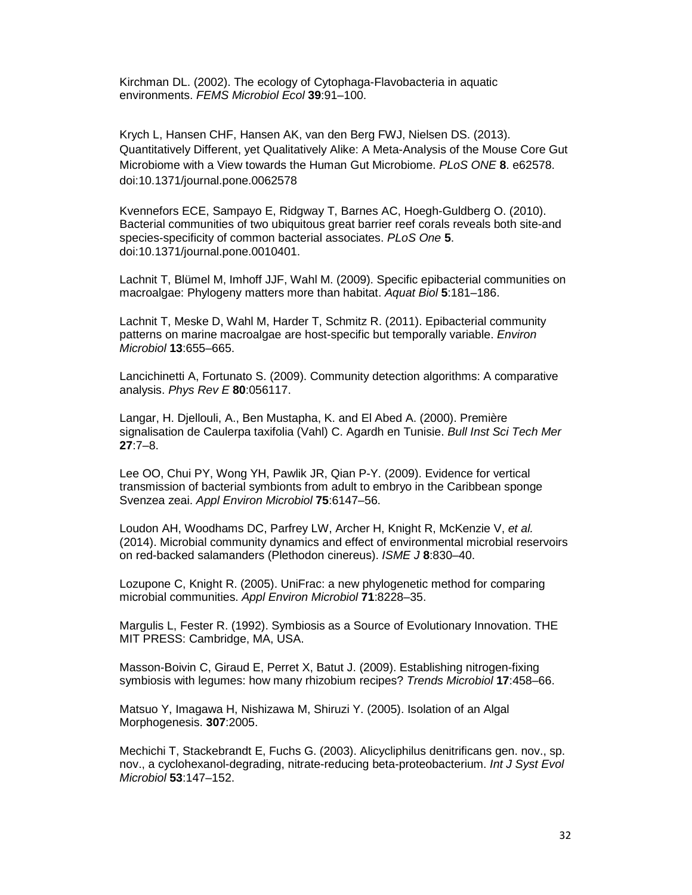Kirchman DL. (2002). The ecology of Cytophaga-Flavobacteria in aquatic environments. *FEMS Microbiol Ecol* **39**:91–100.

Krych L, Hansen CHF, Hansen AK, van den Berg FWJ, Nielsen DS. (2013). Quantitatively Different, yet Qualitatively Alike: A Meta-Analysis of the Mouse Core Gut Microbiome with a View towards the Human Gut Microbiome. *PLoS ONE* **8**. e62578. doi:10.1371/journal.pone.0062578

Kvennefors ECE, Sampayo E, Ridgway T, Barnes AC, Hoegh-Guldberg O. (2010). Bacterial communities of two ubiquitous great barrier reef corals reveals both site-and species-specificity of common bacterial associates. *PLoS One* **5**. doi:10.1371/journal.pone.0010401.

Lachnit T, Blümel M, Imhoff JJF, Wahl M. (2009). Specific epibacterial communities on macroalgae: Phylogeny matters more than habitat. *Aquat Biol* **5**:181–186.

Lachnit T, Meske D, Wahl M, Harder T, Schmitz R. (2011). Epibacterial community patterns on marine macroalgae are host-specific but temporally variable. *Environ Microbiol* **13**:655–665.

Lancichinetti A, Fortunato S. (2009). Community detection algorithms: A comparative analysis. *Phys Rev E* **80**:056117.

Langar, H. Djellouli, A., Ben Mustapha, K. and El Abed A. (2000). Première signalisation de Caulerpa taxifolia (Vahl) C. Agardh en Tunisie. *Bull Inst Sci Tech Mer* **27**:7–8.

Lee OO, Chui PY, Wong YH, Pawlik JR, Qian P-Y. (2009). Evidence for vertical transmission of bacterial symbionts from adult to embryo in the Caribbean sponge Svenzea zeai. *Appl Environ Microbiol* **75**:6147–56.

Loudon AH, Woodhams DC, Parfrey LW, Archer H, Knight R, McKenzie V, *et al.* (2014). Microbial community dynamics and effect of environmental microbial reservoirs on red-backed salamanders (Plethodon cinereus). *ISME J* **8**:830–40.

Lozupone C, Knight R. (2005). UniFrac: a new phylogenetic method for comparing microbial communities. *Appl Environ Microbiol* **71**:8228–35.

Margulis L, Fester R. (1992). Symbiosis as a Source of Evolutionary Innovation. THE MIT PRESS: Cambridge, MA, USA.

Masson-Boivin C, Giraud E, Perret X, Batut J. (2009). Establishing nitrogen-fixing symbiosis with legumes: how many rhizobium recipes? *Trends Microbiol* **17**:458–66.

Matsuo Y, Imagawa H, Nishizawa M, Shiruzi Y. (2005). Isolation of an Algal Morphogenesis. **307**:2005.

Mechichi T, Stackebrandt E, Fuchs G. (2003). Alicycliphilus denitrificans gen. nov., sp. nov., a cyclohexanol-degrading, nitrate-reducing beta-proteobacterium. *Int J Syst Evol Microbiol* **53**:147–152.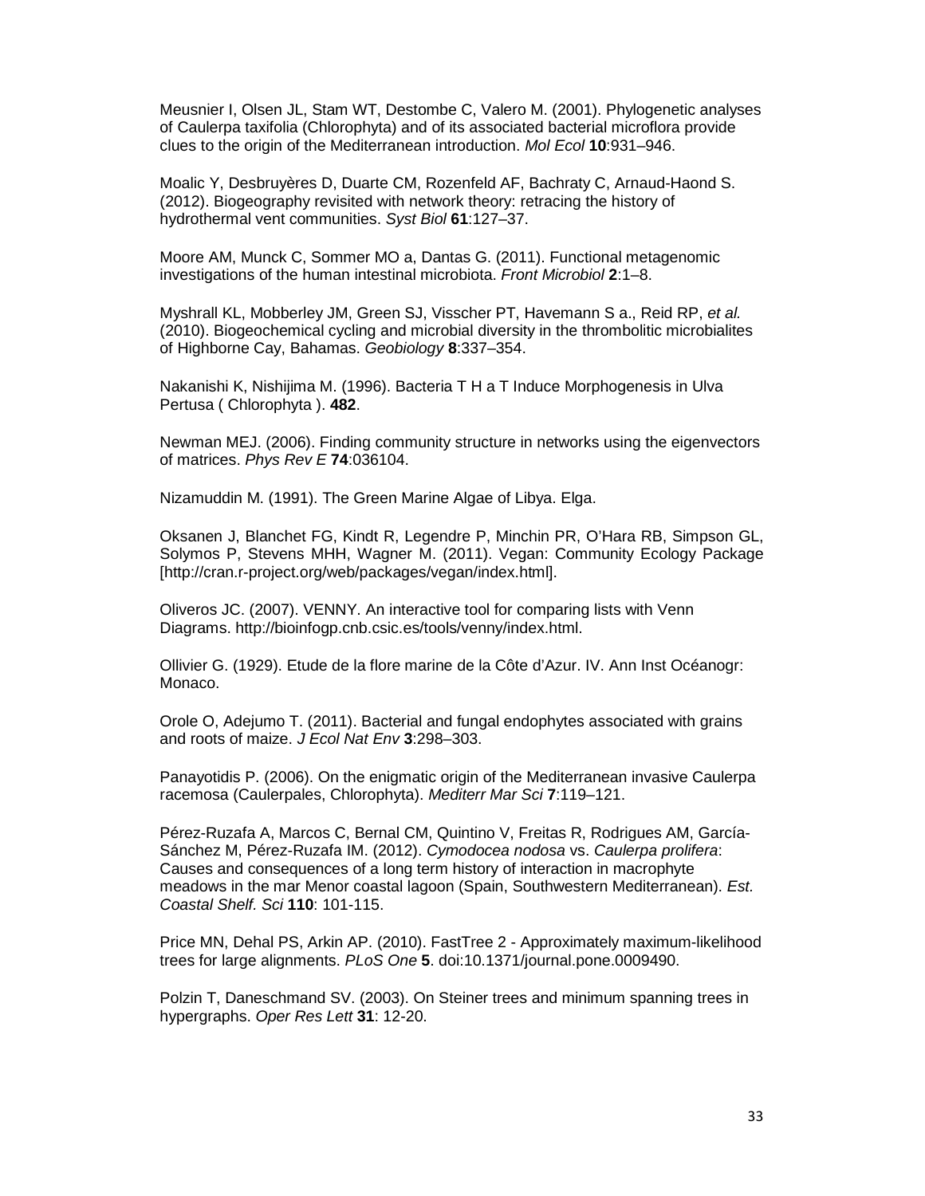Meusnier I, Olsen JL, Stam WT, Destombe C, Valero M. (2001). Phylogenetic analyses of Caulerpa taxifolia (Chlorophyta) and of its associated bacterial microflora provide clues to the origin of the Mediterranean introduction. *Mol Ecol* **10**:931–946.

Moalic Y, Desbruyères D, Duarte CM, Rozenfeld AF, Bachraty C, Arnaud-Haond S. (2012). Biogeography revisited with network theory: retracing the history of hydrothermal vent communities. *Syst Biol* **61**:127–37.

Moore AM, Munck C, Sommer MO a, Dantas G. (2011). Functional metagenomic investigations of the human intestinal microbiota. *Front Microbiol* **2**:1–8.

Myshrall KL, Mobberley JM, Green SJ, Visscher PT, Havemann S a., Reid RP, *et al.* (2010). Biogeochemical cycling and microbial diversity in the thrombolitic microbialites of Highborne Cay, Bahamas. *Geobiology* **8**:337–354.

Nakanishi K, Nishijima M. (1996). Bacteria T H a T Induce Morphogenesis in Ulva Pertusa ( Chlorophyta ). **482**.

Newman MEJ. (2006). Finding community structure in networks using the eigenvectors of matrices. *Phys Rev E* **74**:036104.

Nizamuddin M. (1991). The Green Marine Algae of Libya. Elga.

Oksanen J, Blanchet FG, Kindt R, Legendre P, Minchin PR, O'Hara RB, Simpson GL, Solymos P, Stevens MHH, Wagner M. (2011). Vegan: Community Ecology Package [http://cran.r-project.org/web/packages/vegan/index.html].

Oliveros JC. (2007). VENNY. An interactive tool for comparing lists with Venn Diagrams. http://bioinfogp.cnb.csic.es/tools/venny/index.html.

Ollivier G. (1929). Etude de la flore marine de la Côte d'Azur. IV. Ann Inst Océanogr: Monaco.

Orole O, Adejumo T. (2011). Bacterial and fungal endophytes associated with grains and roots of maize. *J Ecol Nat Env* **3**:298–303.

Panayotidis P. (2006). On the enigmatic origin of the Mediterranean invasive Caulerpa racemosa (Caulerpales, Chlorophyta). *Mediterr Mar Sci* **7**:119–121.

Pérez-Ruzafa A, Marcos C, Bernal CM, Quintino V, Freitas R, Rodrigues AM, García-Sánchez M, Pérez-Ruzafa IM. (2012). *Cymodocea nodosa* vs. *Caulerpa prolifera*: Causes and consequences of a long term history of interaction in macrophyte meadows in the mar Menor coastal lagoon (Spain, Southwestern Mediterranean). *Est. Coastal Shelf. Sci* **110**: 101-115.

Price MN, Dehal PS, Arkin AP. (2010). FastTree 2 - Approximately maximum-likelihood trees for large alignments. *PLoS One* **5**. doi:10.1371/journal.pone.0009490.

Polzin T, Daneschmand SV. (2003). On Steiner trees and minimum spanning trees in hypergraphs. *Oper Res Lett* **31**: 12-20.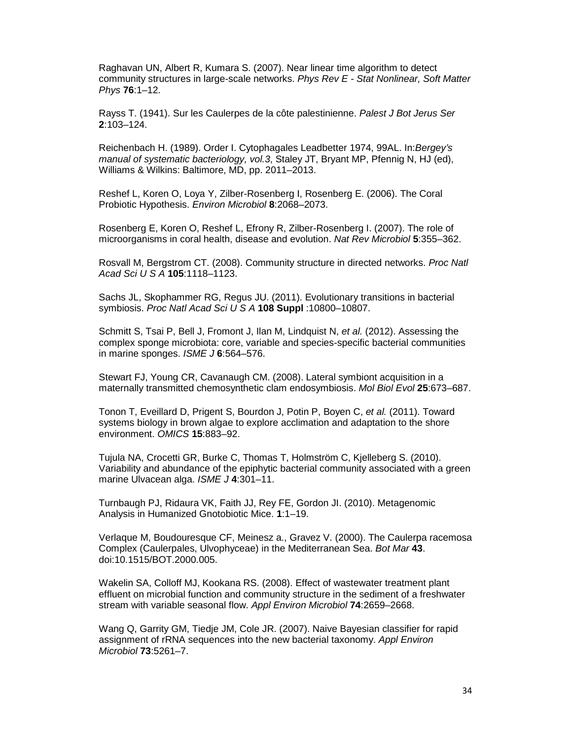Raghavan UN, Albert R, Kumara S. (2007). Near linear time algorithm to detect community structures in large-scale networks. *Phys Rev E - Stat Nonlinear, Soft Matter Phys* **76**:1–12.

Rayss T. (1941). Sur les Caulerpes de la côte palestinienne. *Palest J Bot Jerus Ser* **2**:103–124.

Reichenbach H. (1989). Order I. Cytophagales Leadbetter 1974, 99AL. In:*Bergey's manual of systematic bacteriology, vol.3*, Staley JT, Bryant MP, Pfennig N, HJ (ed), Williams & Wilkins: Baltimore, MD, pp. 2011–2013.

Reshef L, Koren O, Loya Y, Zilber-Rosenberg I, Rosenberg E. (2006). The Coral Probiotic Hypothesis. *Environ Microbiol* **8**:2068–2073.

Rosenberg E, Koren O, Reshef L, Efrony R, Zilber-Rosenberg I. (2007). The role of microorganisms in coral health, disease and evolution. *Nat Rev Microbiol* **5**:355–362.

Rosvall M, Bergstrom CT. (2008). Community structure in directed networks. *Proc Natl Acad Sci U S A* **105**:1118–1123.

Sachs JL, Skophammer RG, Regus JU. (2011). Evolutionary transitions in bacterial symbiosis. *Proc Natl Acad Sci U S A* **108 Suppl** :10800–10807.

Schmitt S, Tsai P, Bell J, Fromont J, Ilan M, Lindquist N, *et al.* (2012). Assessing the complex sponge microbiota: core, variable and species-specific bacterial communities in marine sponges. *ISME J* **6**:564–576.

Stewart FJ, Young CR, Cavanaugh CM. (2008). Lateral symbiont acquisition in a maternally transmitted chemosynthetic clam endosymbiosis. *Mol Biol Evol* **25**:673–687.

Tonon T, Eveillard D, Prigent S, Bourdon J, Potin P, Boyen C, *et al.* (2011). Toward systems biology in brown algae to explore acclimation and adaptation to the shore environment. *OMICS* **15**:883–92.

Tujula NA, Crocetti GR, Burke C, Thomas T, Holmström C, Kjelleberg S. (2010). Variability and abundance of the epiphytic bacterial community associated with a green marine Ulvacean alga. *ISME J* **4**:301–11.

Turnbaugh PJ, Ridaura VK, Faith JJ, Rey FE, Gordon JI. (2010). Metagenomic Analysis in Humanized Gnotobiotic Mice. **1**:1–19.

Verlaque M, Boudouresque CF, Meinesz a., Gravez V. (2000). The Caulerpa racemosa Complex (Caulerpales, Ulvophyceae) in the Mediterranean Sea. *Bot Mar* **43**. doi:10.1515/BOT.2000.005.

Wakelin SA, Colloff MJ, Kookana RS. (2008). Effect of wastewater treatment plant effluent on microbial function and community structure in the sediment of a freshwater stream with variable seasonal flow. *Appl Environ Microbiol* **74**:2659–2668.

Wang Q, Garrity GM, Tiedje JM, Cole JR. (2007). Naive Bayesian classifier for rapid assignment of rRNA sequences into the new bacterial taxonomy. *Appl Environ Microbiol* **73**:5261–7.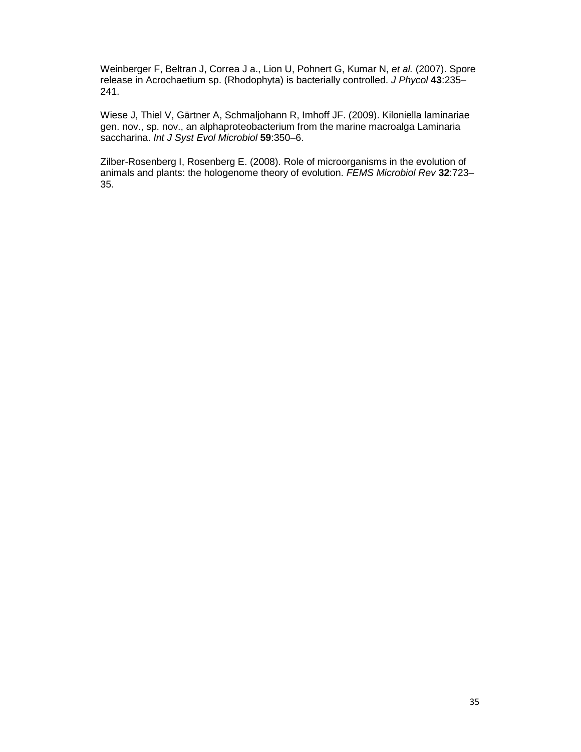Weinberger F, Beltran J, Correa J a., Lion U, Pohnert G, Kumar N, *et al.* (2007). Spore release in Acrochaetium sp. (Rhodophyta) is bacterially controlled. *J Phycol* **43**:235–241.

Wiese J, Thiel V, Gärtner A, Schmaljohann R, Imhoff JF. (2009). Kiloniella laminariae gen. nov., sp. nov., an alphaproteobacterium from the marine macroalga Laminaria saccharina. *Int J Syst Evol Microbiol* **59**:350–6.

Zilber-Rosenberg I, Rosenberg E. (2008). Role of microorganisms in the evolution of animals and plants: the hologenome theory of evolution. *FEMS Microbiol Rev* **32**:723–35.